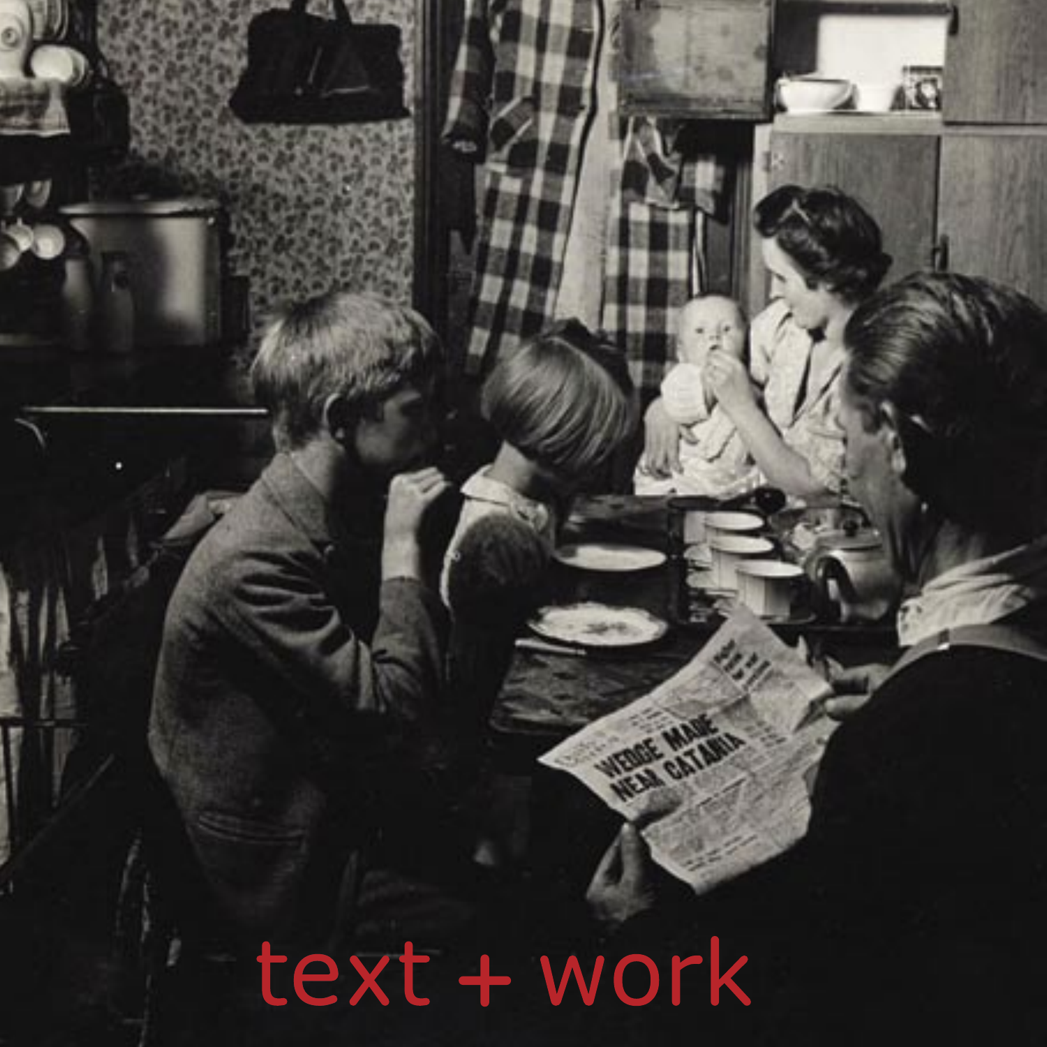text + work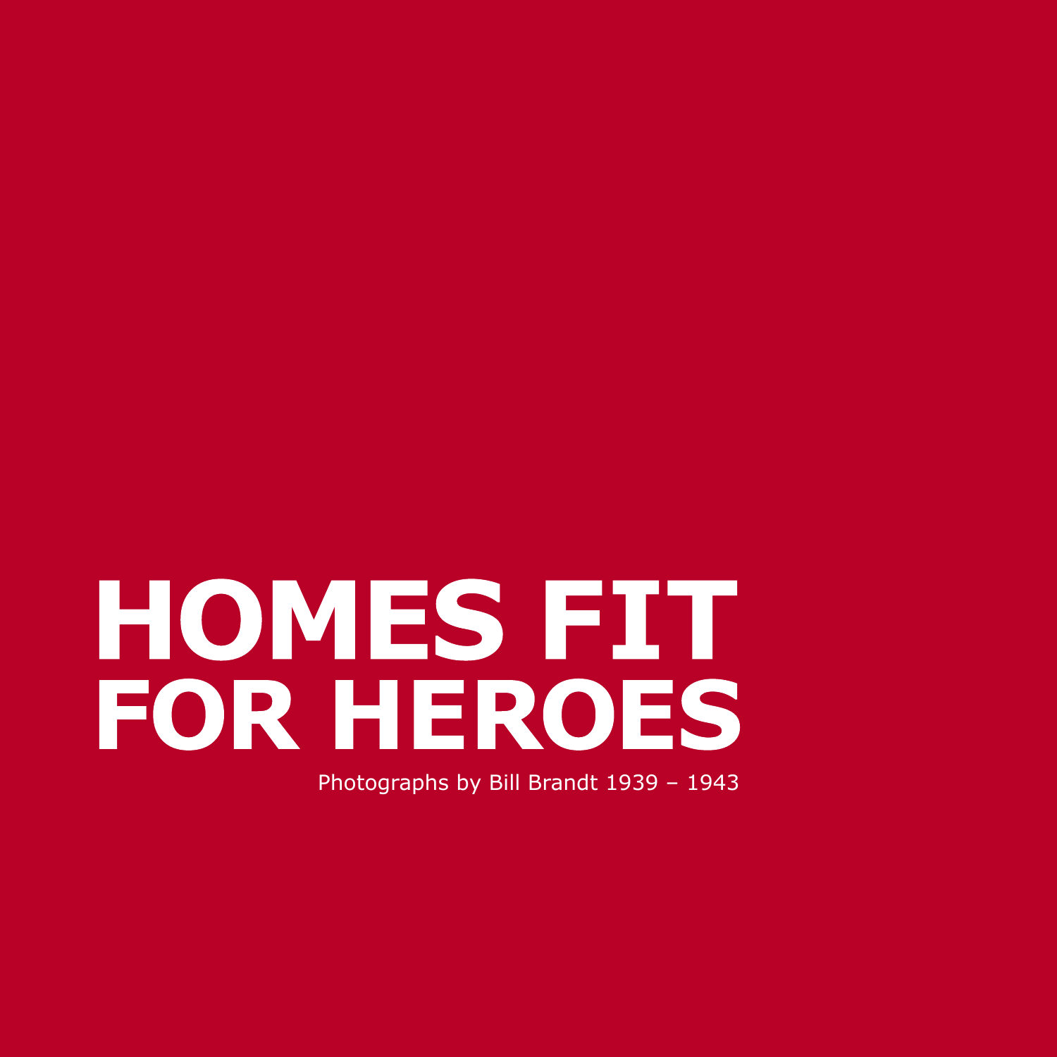# HOMES FIT FOR HEROES

Photographs by Bill Brandt 1939 – 1943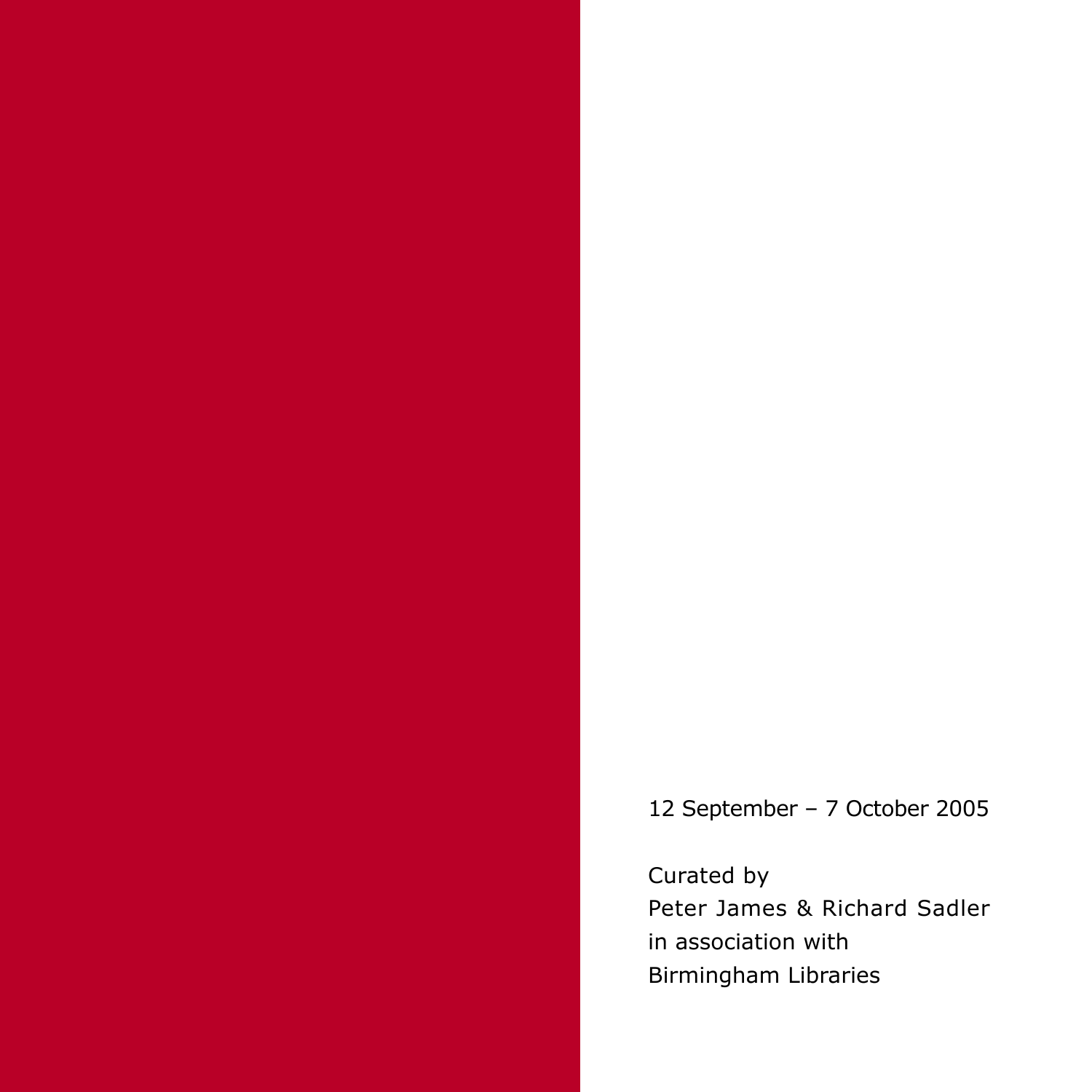12 September – 7 October 2005

Curated by
Peter James & Richard Sadler
in association with
Birmingham Libraries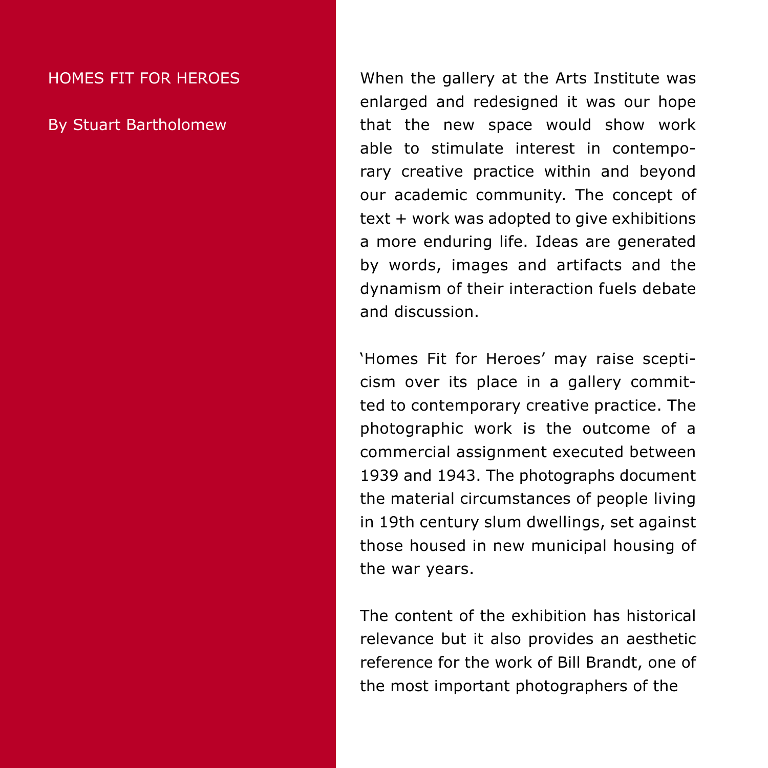# HOMES FIT FOR HEROES

By Stuart Bartholomew

When the gallery at the Arts Institute was enlarged and redesigned it was our hope that the new space would show work able to stimulate interest in contemporary creative practice within and beyond our academic community. The concept of text + work was adopted to give exhibitions a more enduring life. Ideas are generated by words, images and artifacts and the dynamism of their interaction fuels debate and discussion.

'Homes Fit for Heroes' may raise scepticism over its place in a gallery committed to contemporary creative practice. The photographic work is the outcome of a commercial assignment executed between 1939 and 1943. The photographs document the material circumstances of people living in 19th century slum dwellings, set against those housed in new municipal housing of the war years.

The content of the exhibition has historical relevance but it also provides an aesthetic reference for the work of Bill Brandt, one of the most important photographers of the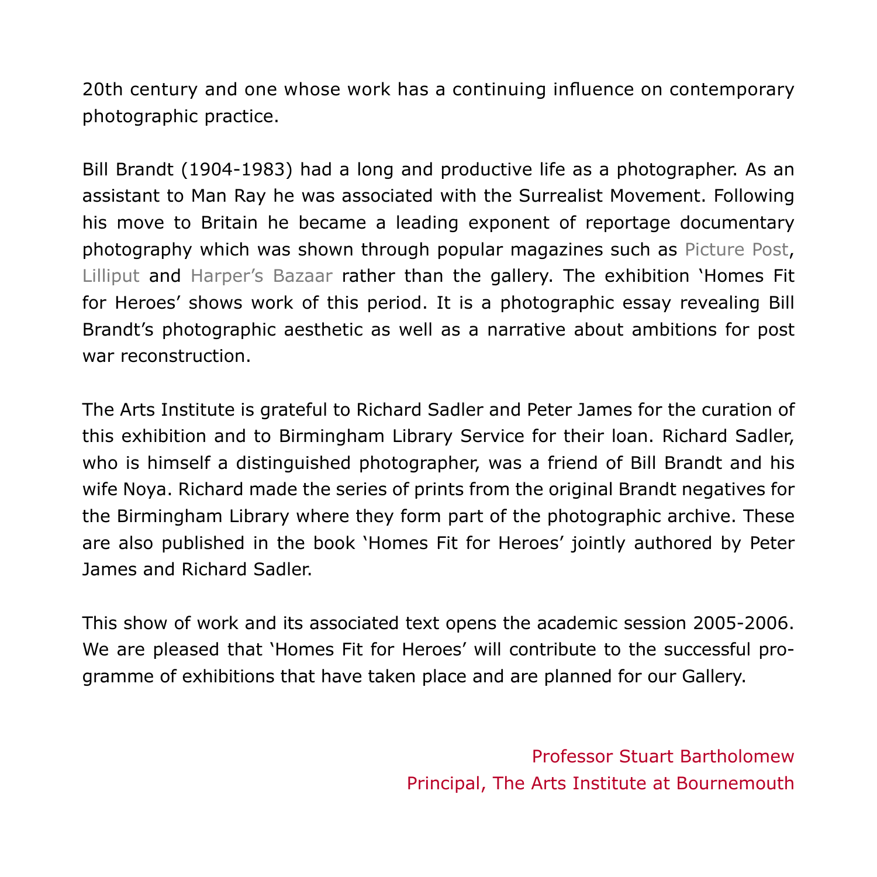20th century and one whose work has a continuing influence on contemporary photographic practice.

Bill Brandt (1904-1983) had a long and productive life as a photographer. As an assistant to Man Ray he was associated with the Surrealist Movement. Following his move to Britain he became a leading exponent of reportage documentary photography which was shown through popular magazines such as Picture Post, Lilliput and Harper's Bazaar rather than the gallery. The exhibition 'Homes Fit for Heroes' shows work of this period. It is a photographic essay revealing Bill Brandt's photographic aesthetic as well as a narrative about ambitions for post war reconstruction.

The Arts Institute is grateful to Richard Sadler and Peter James for the curation of this exhibition and to Birmingham Library Service for their loan. Richard Sadler, who is himself a distinguished photographer, was a friend of Bill Brandt and his wife Noya. Richard made the series of prints from the original Brandt negatives for the Birmingham Library where they form part of the photographic archive. These are also published in the book 'Homes Fit for Heroes' jointly authored by Peter James and Richard Sadler.

This show of work and its associated text opens the academic session 2005-2006. We are pleased that 'Homes Fit for Heroes' will contribute to the successful programme of exhibitions that have taken place and are planned for our Gallery.

Professor Stuart Bartholomew
Principal, The Arts Institute at Bournemouth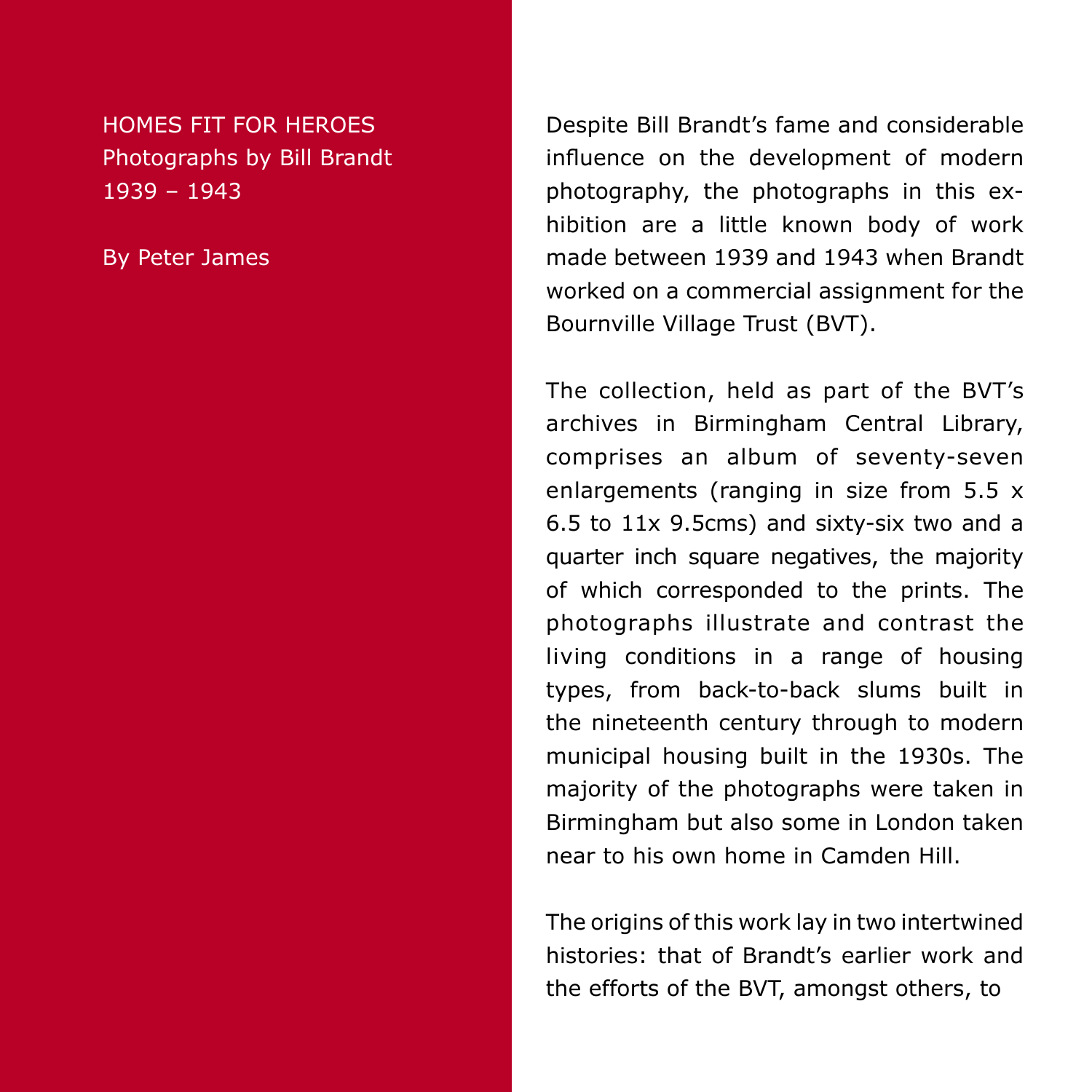# HOMES FIT FOR HEROES

Photographs by Bill Brandt
1939 – 1943

By Peter James

Despite Bill Brandt's fame and considerable influence on the development of modern photography, the photographs in this exhibition are a little known body of work made between 1939 and 1943 when Brandt worked on a commercial assignment for the Bournville Village Trust (BVT).

The collection, held as part of the BVT's archives in Birmingham Central Library, comprises an album of seventy-seven enlargements (ranging in size from 5.5 x 6.5 to 11x 9.5cms) and sixty-six two and a quarter inch square negatives, the majority of which corresponded to the prints. The photographs illustrate and contrast the living conditions in a range of housing types, from back-to-back slums built in the nineteenth century through to modern municipal housing built in the 1930s. The majority of the photographs were taken in Birmingham but also some in London taken near to his own home in Camden Hill.

The origins of this work lay in two intertwined histories: that of Brandt's earlier work and the efforts of the BVT, amongst others, to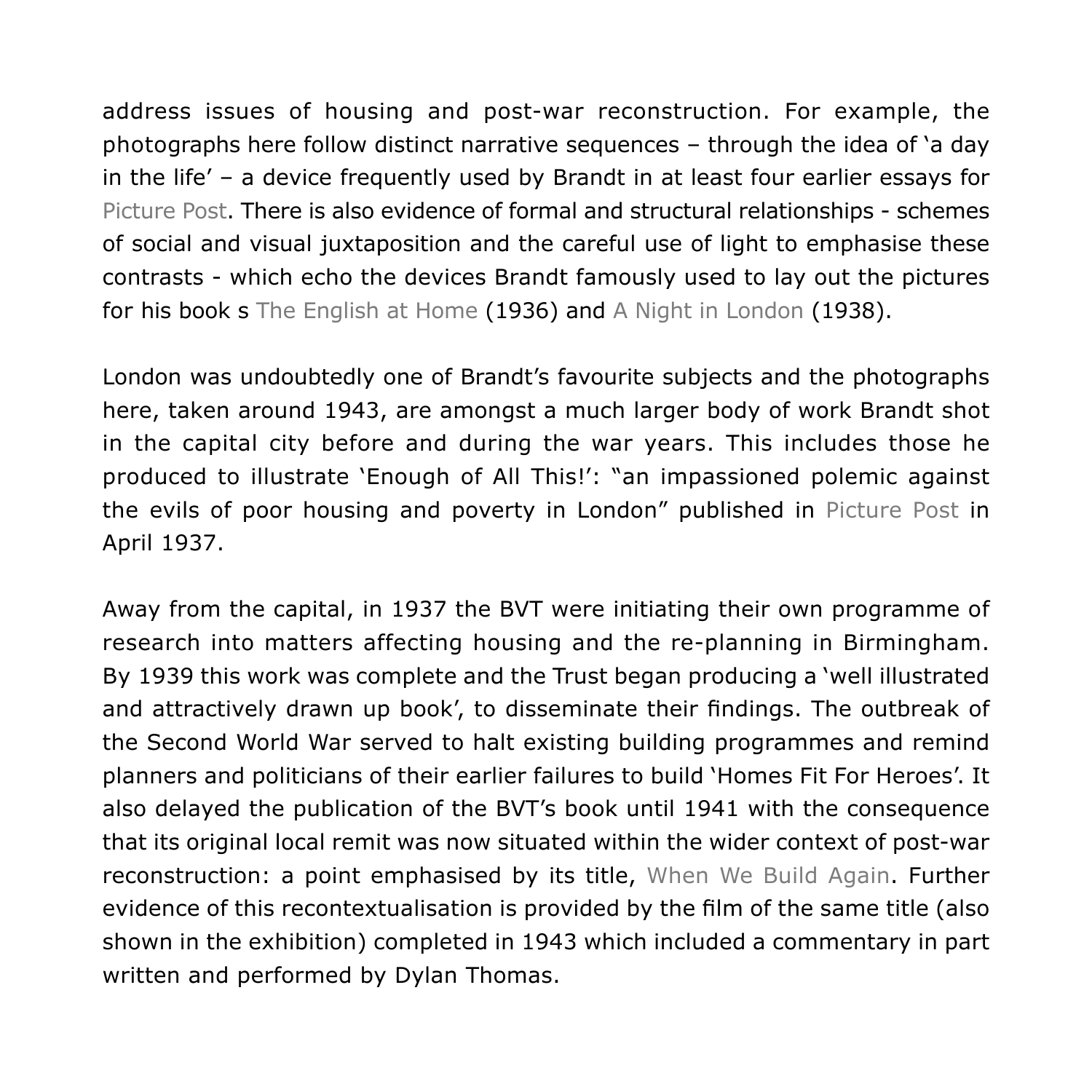address issues of housing and post-war reconstruction. For example, the photographs here follow distinct narrative sequences – through the idea of 'a day in the life' – a device frequently used by Brandt in at least four earlier essays for *Picture Post*. There is also evidence of formal and structural relationships - schemes of social and visual juxtaposition and the careful use of light to emphasise these contrasts - which echo the devices Brandt famously used to lay out the pictures for his book s *The English at Home* (1936) and *A Night in London* (1938).

London was undoubtedly one of Brandt's favourite subjects and the photographs here, taken around 1943, are amongst a much larger body of work Brandt shot in the capital city before and during the war years. This includes those he produced to illustrate 'Enough of All This!': "an impassioned polemic against the evils of poor housing and poverty in London" published in *Picture Post* in April 1937.

Away from the capital, in 1937 the BVT were initiating their own programme of research into matters affecting housing and the re-planning in Birmingham. By 1939 this work was complete and the Trust began producing a 'well illustrated and attractively drawn up book', to disseminate their findings. The outbreak of the Second World War served to halt existing building programmes and remind planners and politicians of their earlier failures to build 'Homes Fit For Heroes'. It also delayed the publication of the BVT's book until 1941 with the consequence that its original local remit was now situated within the wider context of post-war reconstruction: a point emphasised by its title, *When We Build Again*. Further evidence of this recontextualisation is provided by the film of the same title (also shown in the exhibition) completed in 1943 which included a commentary in part written and performed by Dylan Thomas.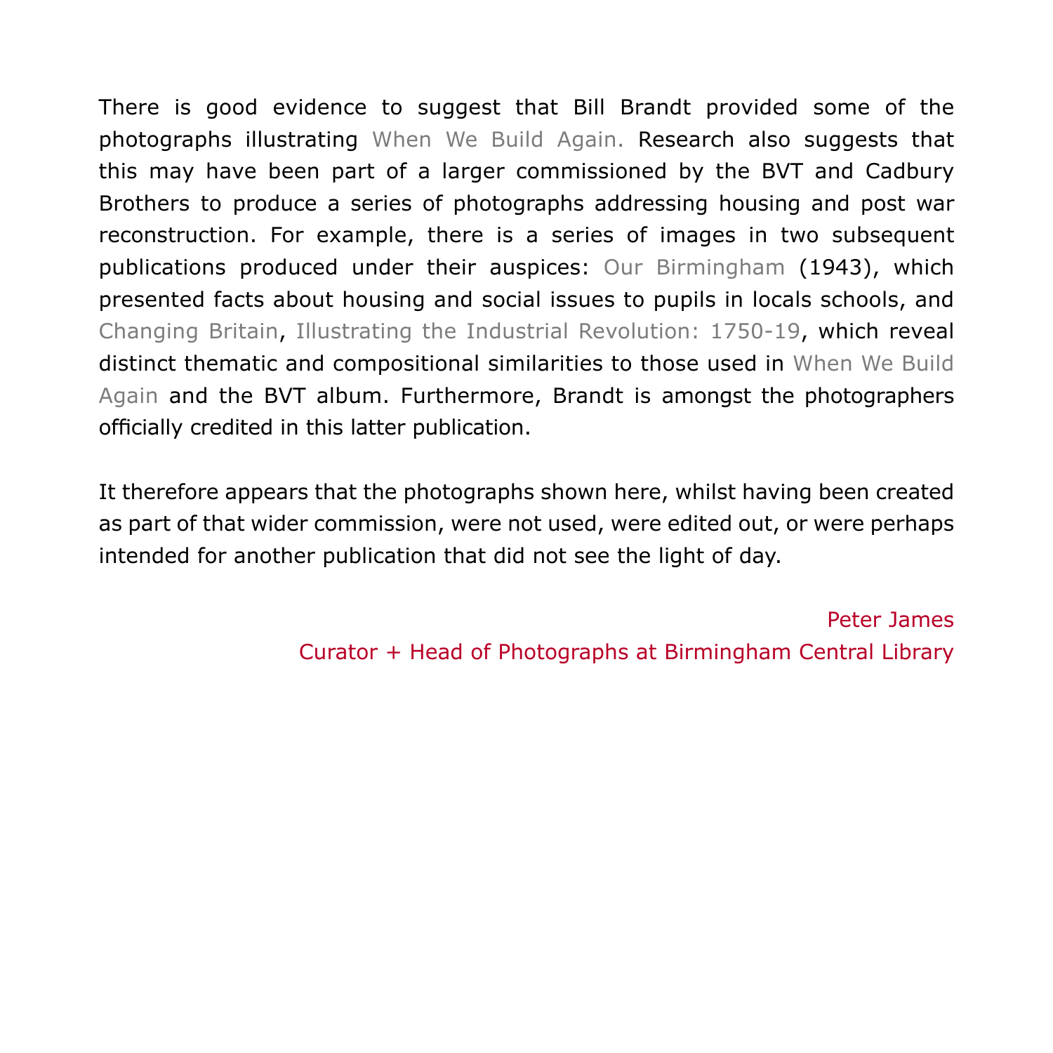There is good evidence to suggest that Bill Brandt provided some of the photographs illustrating *When We Build Again*. Research also suggests that this may have been part of a larger commissioned by the BVT and Cadbury Brothers to produce a series of photographs addressing housing and post war reconstruction. For example, there is a series of images in two subsequent publications produced under their auspices: *Our Birmingham* (1943), which presented facts about housing and social issues to pupils in locals schools, and *Changing Britain*, *Illustrating the Industrial Revolution: 1750-19*, which reveal distinct thematic and compositional similarities to those used in *When We Build Again* and the BVT album. Furthermore, Brandt is amongst the photographers officially credited in this latter publication.

It therefore appears that the photographs shown here, whilst having been created as part of that wider commission, were not used, were edited out, or were perhaps intended for another publication that did not see the light of day.

Peter James
Curator + Head of Photographs at Birmingham Central Library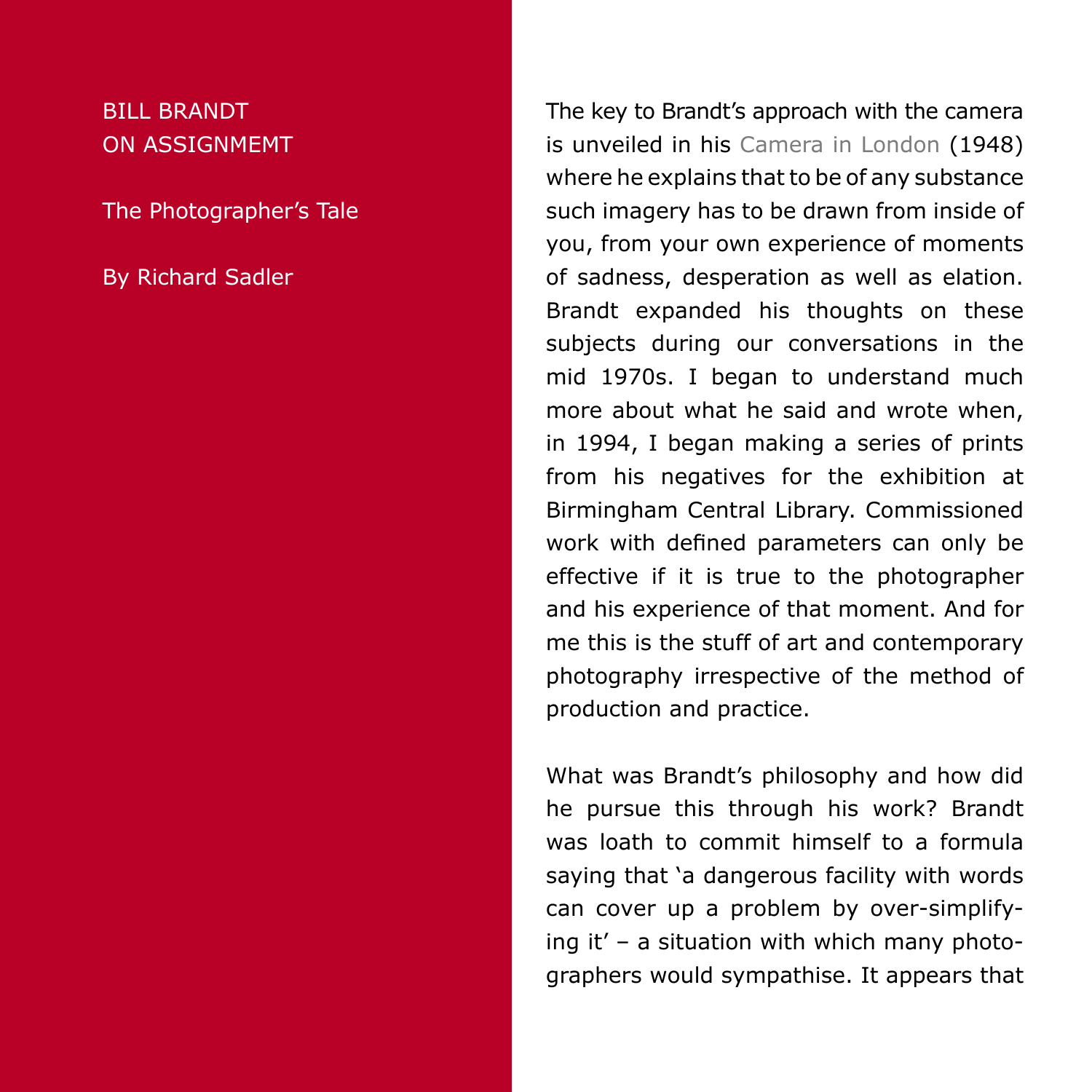BILL BRANDT
ON ASSIGNMEMT

The Photographer's Tale

By Richard Sadler

The key to Brandt's approach with the camera is unveiled in his Camera in London (1948) where he explains that to be of any substance such imagery has to be drawn from inside of you, from your own experience of moments of sadness, desperation as well as elation. Brandt expanded his thoughts on these subjects during our conversations in the mid 1970s. I began to understand much more about what he said and wrote when, in 1994, I began making a series of prints from his negatives for the exhibition at Birmingham Central Library. Commissioned work with defined parameters can only be effective if it is true to the photographer and his experience of that moment. And for me this is the stuff of art and contemporary photography irrespective of the method of production and practice.

What was Brandt's philosophy and how did he pursue this through his work? Brandt was loath to commit himself to a formula saying that 'a dangerous facility with words can cover up a problem by over-simplifying it' – a situation with which many photographers would sympathise. It appears that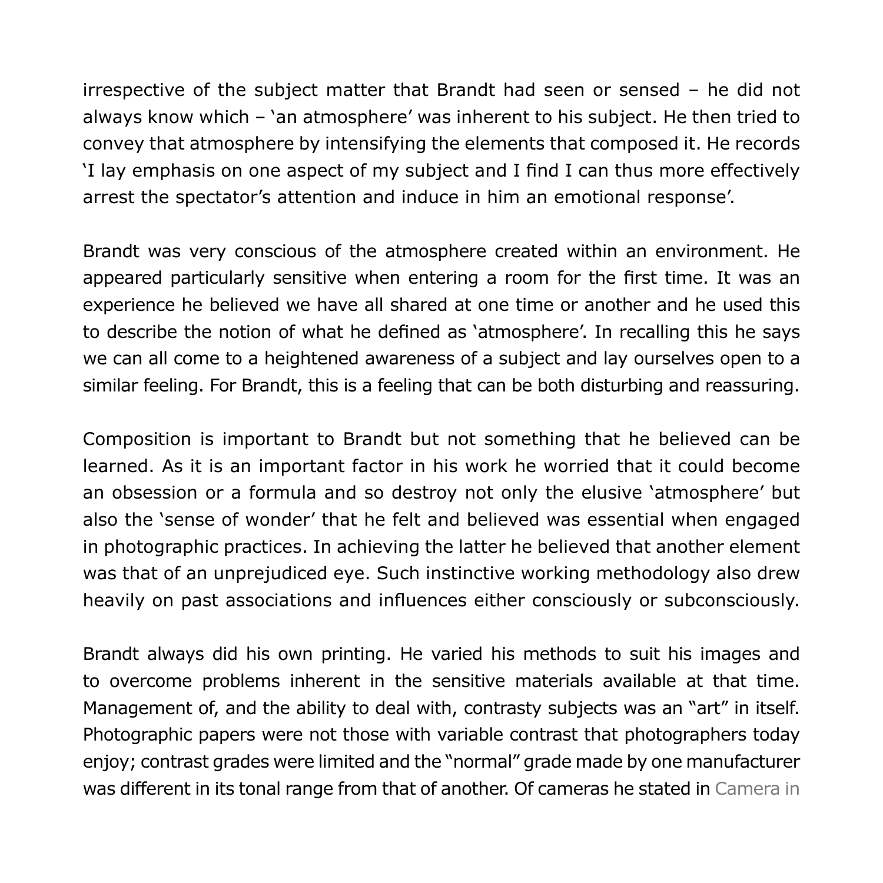irrespective of the subject matter that Brandt had seen or sensed – he did not always know which – 'an atmosphere' was inherent to his subject. He then tried to convey that atmosphere by intensifying the elements that composed it. He records 'I lay emphasis on one aspect of my subject and I find I can thus more effectively arrest the spectator's attention and induce in him an emotional response'.

Brandt was very conscious of the atmosphere created within an environment. He appeared particularly sensitive when entering a room for the first time. It was an experience he believed we have all shared at one time or another and he used this to describe the notion of what he defined as 'atmosphere'. In recalling this he says we can all come to a heightened awareness of a subject and lay ourselves open to a similar feeling. For Brandt, this is a feeling that can be both disturbing and reassuring.

Composition is important to Brandt but not something that he believed can be learned. As it is an important factor in his work he worried that it could become an obsession or a formula and so destroy not only the elusive 'atmosphere' but also the 'sense of wonder' that he felt and believed was essential when engaged in photographic practices. In achieving the latter he believed that another element was that of an unprejudiced eye. Such instinctive working methodology also drew heavily on past associations and influences either consciously or subconsciously.

Brandt always did his own printing. He varied his methods to suit his images and to overcome problems inherent in the sensitive materials available at that time. Management of, and the ability to deal with, contrasty subjects was an "art" in itself. Photographic papers were not those with variable contrast that photographers today enjoy; contrast grades were limited and the "normal" grade made by one manufacturer was different in its tonal range from that of another. Of cameras he stated in Camera in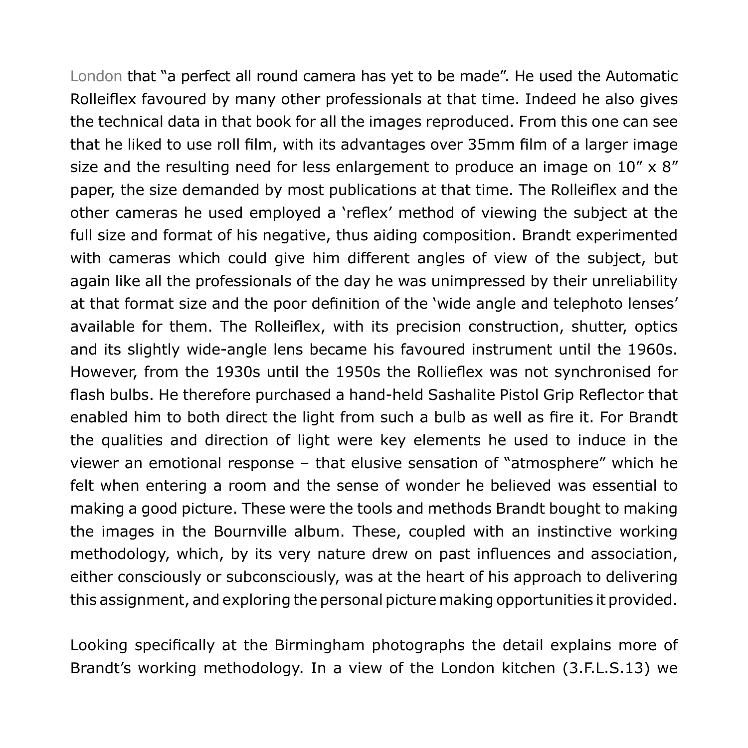London that "a perfect all round camera has yet to be made". He used the Automatic Rolleiflex favoured by many other professionals at that time. Indeed he also gives the technical data in that book for all the images reproduced. From this one can see that he liked to use roll film, with its advantages over 35mm film of a larger image size and the resulting need for less enlargement to produce an image on 10″ x 8″ paper, the size demanded by most publications at that time. The Rolleiflex and the other cameras he used employed a 'reflex' method of viewing the subject at the full size and format of his negative, thus aiding composition. Brandt experimented with cameras which could give him different angles of view of the subject, but again like all the professionals of the day he was unimpressed by their unreliability at that format size and the poor definition of the 'wide angle and telephoto lenses' available for them. The Rolleiflex, with its precision construction, shutter, optics and its slightly wide-angle lens became his favoured instrument until the 1960s. However, from the 1930s until the 1950s the Rollieflex was not synchronised for flash bulbs. He therefore purchased a hand-held Sashalite Pistol Grip Reflector that enabled him to both direct the light from such a bulb as well as fire it. For Brandt the qualities and direction of light were key elements he used to induce in the viewer an emotional response – that elusive sensation of "atmosphere" which he felt when entering a room and the sense of wonder he believed was essential to making a good picture. These were the tools and methods Brandt bought to making the images in the Bournville album. These, coupled with an instinctive working methodology, which, by its very nature drew on past influences and association, either consciously or subconsciously, was at the heart of his approach to delivering this assignment, and exploring the personal picture making opportunities it provided.

Looking specifically at the Birmingham photographs the detail explains more of Brandt's working methodology. In a view of the London kitchen (3.F.L.S.13) we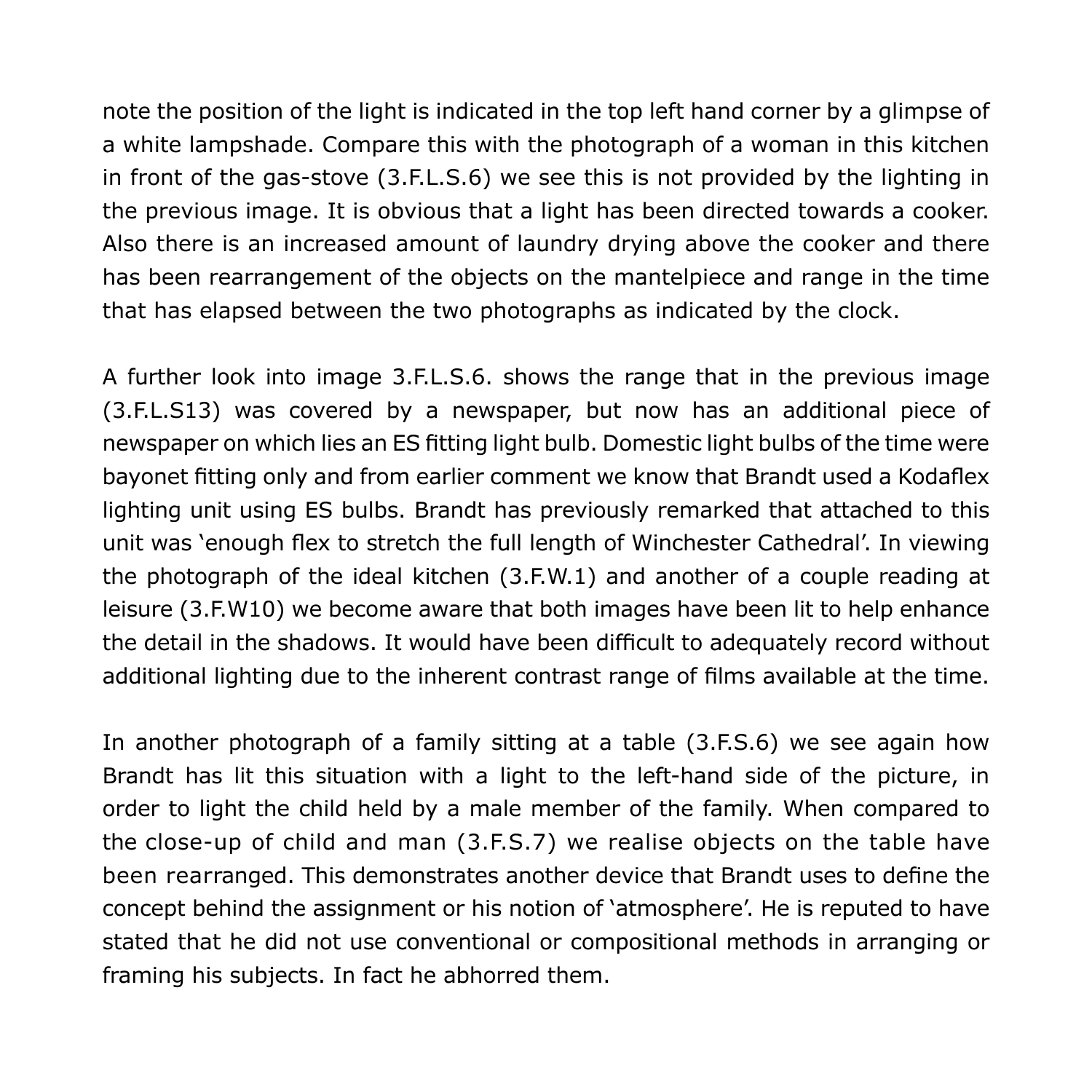note the position of the light is indicated in the top left hand corner by a glimpse of a white lampshade. Compare this with the photograph of a woman in this kitchen in front of the gas-stove (3.F.L.S.6) we see this is not provided by the lighting in the previous image. It is obvious that a light has been directed towards a cooker. Also there is an increased amount of laundry drying above the cooker and there has been rearrangement of the objects on the mantelpiece and range in the time that has elapsed between the two photographs as indicated by the clock.

A further look into image 3.F.L.S.6. shows the range that in the previous image (3.F.L.S13) was covered by a newspaper, but now has an additional piece of newspaper on which lies an ES fitting light bulb. Domestic light bulbs of the time were bayonet fitting only and from earlier comment we know that Brandt used a Kodaflex lighting unit using ES bulbs. Brandt has previously remarked that attached to this unit was 'enough flex to stretch the full length of Winchester Cathedral'. In viewing the photograph of the ideal kitchen (3.F.W.1) and another of a couple reading at leisure (3.F.W10) we become aware that both images have been lit to help enhance the detail in the shadows. It would have been difficult to adequately record without additional lighting due to the inherent contrast range of films available at the time.

In another photograph of a family sitting at a table (3.F.S.6) we see again how Brandt has lit this situation with a light to the left-hand side of the picture, in order to light the child held by a male member of the family. When compared to the close-up of child and man (3.F.S.7) we realise objects on the table have been rearranged. This demonstrates another device that Brandt uses to define the concept behind the assignment or his notion of 'atmosphere'. He is reputed to have stated that he did not use conventional or compositional methods in arranging or framing his subjects. In fact he abhorred them.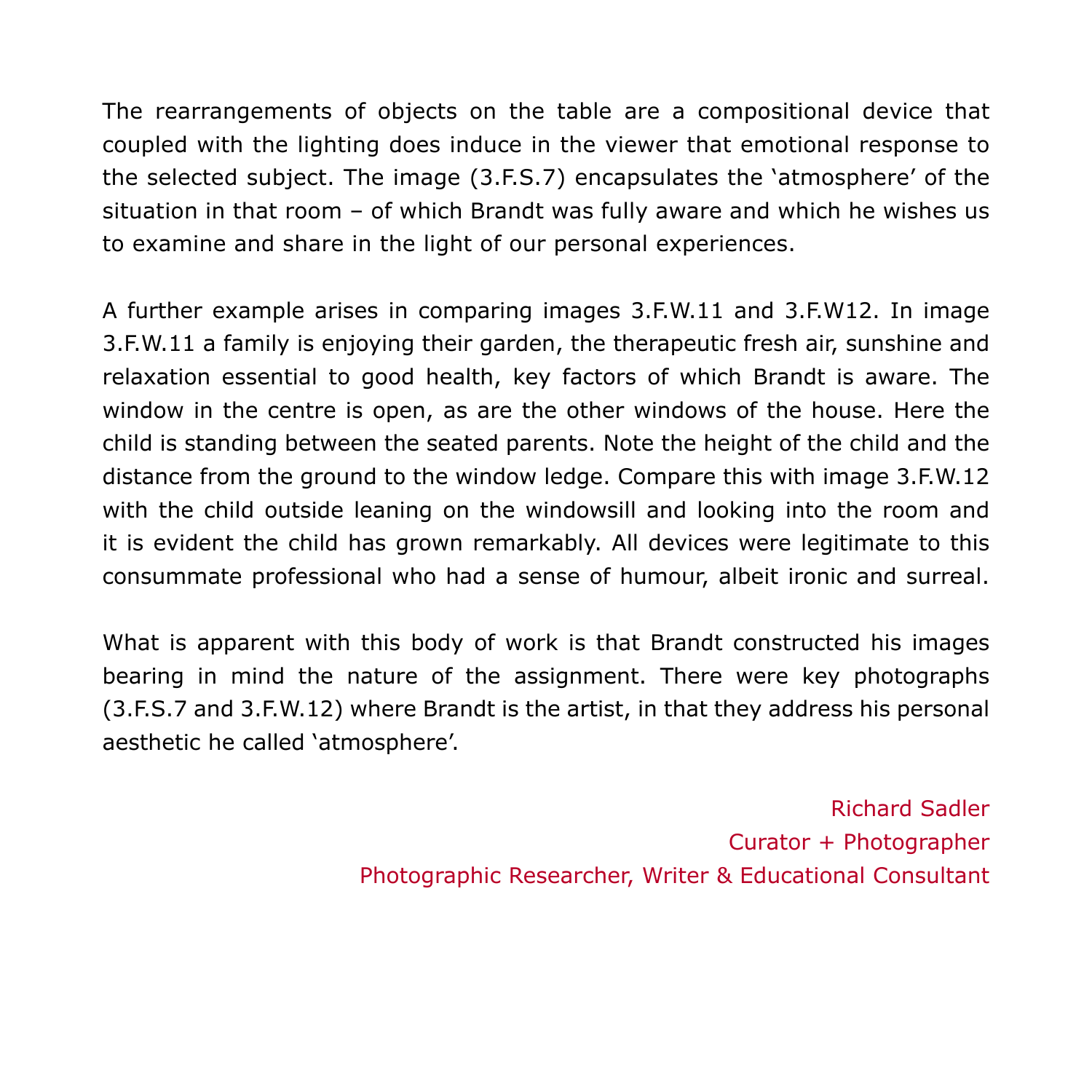The rearrangements of objects on the table are a compositional device that coupled with the lighting does induce in the viewer that emotional response to the selected subject. The image (3.F.S.7) encapsulates the 'atmosphere' of the situation in that room – of which Brandt was fully aware and which he wishes us to examine and share in the light of our personal experiences.

A further example arises in comparing images 3.F.W.11 and 3.F.W12. In image 3.F.W.11 a family is enjoying their garden, the therapeutic fresh air, sunshine and relaxation essential to good health, key factors of which Brandt is aware. The window in the centre is open, as are the other windows of the house. Here the child is standing between the seated parents. Note the height of the child and the distance from the ground to the window ledge. Compare this with image 3.F.W.12 with the child outside leaning on the windowsill and looking into the room and it is evident the child has grown remarkably. All devices were legitimate to this consummate professional who had a sense of humour, albeit ironic and surreal.

What is apparent with this body of work is that Brandt constructed his images bearing in mind the nature of the assignment. There were key photographs (3.F.S.7 and 3.F.W.12) where Brandt is the artist, in that they address his personal aesthetic he called 'atmosphere'.

Richard Sadler
Curator + Photographer
Photographic Researcher, Writer & Educational Consultant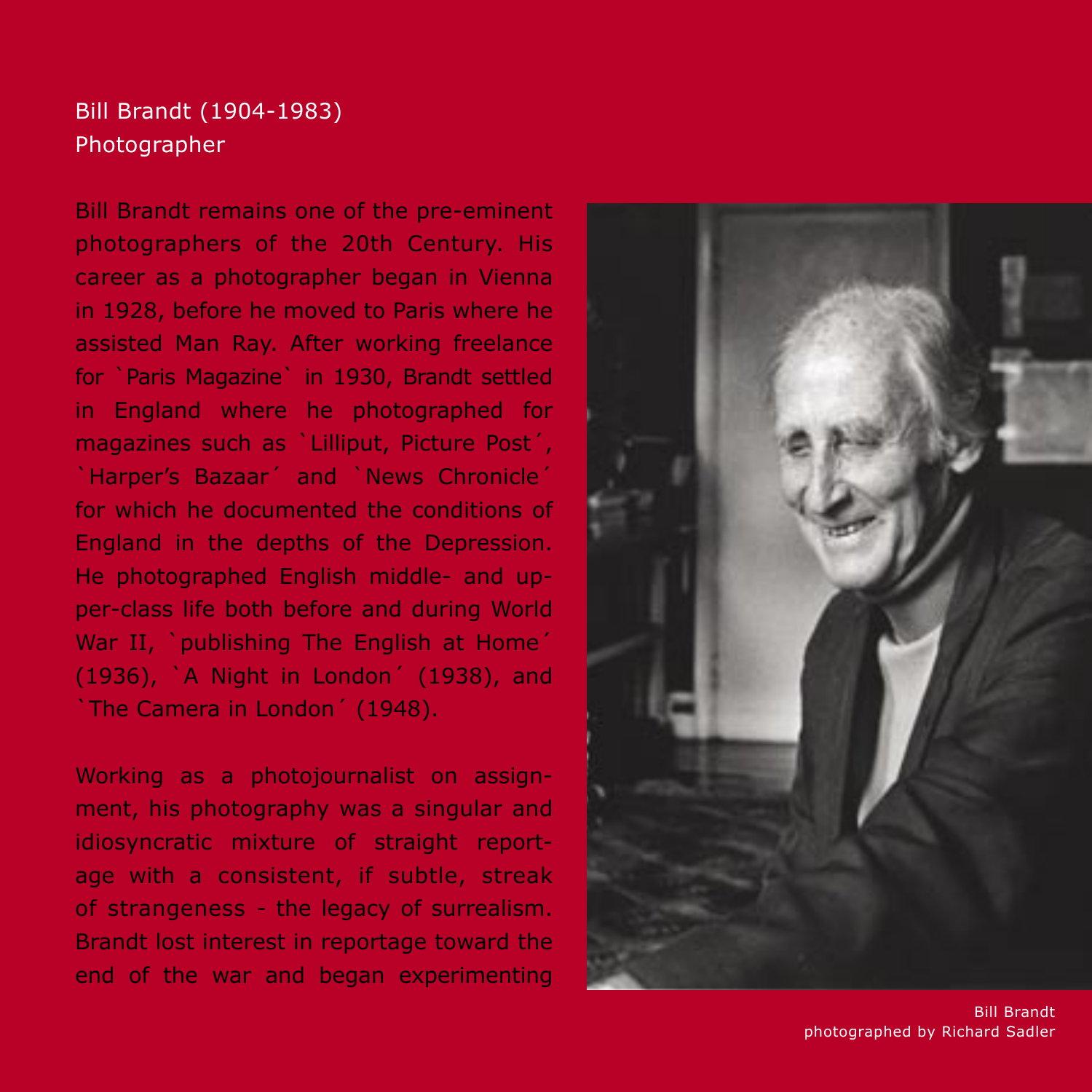Bill Brandt (1904-1983)
Photographer

Bill Brandt remains one of the pre-eminent photographers of the 20th Century. His career as a photographer began in Vienna in 1928, before he moved to Paris where he assisted Man Ray. After working freelance for `Paris Magazine` in 1930, Brandt settled in England where he photographed for magazines such as `Lilliput, Picture Post´, `Harper's Bazaar´ and `News Chronicle´ for which he documented the conditions of England in the depths of the Depression. He photographed English middle- and upper-class life both before and during World War II, `publishing The English at Home´ (1936), `A Night in London´ (1938), and `The Camera in London´ (1948).

Working as a photojournalist on assignment, his photography was a singular and idiosyncratic mixture of straight reportage with a consistent, if subtle, streak of strangeness - the legacy of surrealism. Brandt lost interest in reportage toward the end of the war and began experimenting

Bill Brandt
photographed by Richard Sadler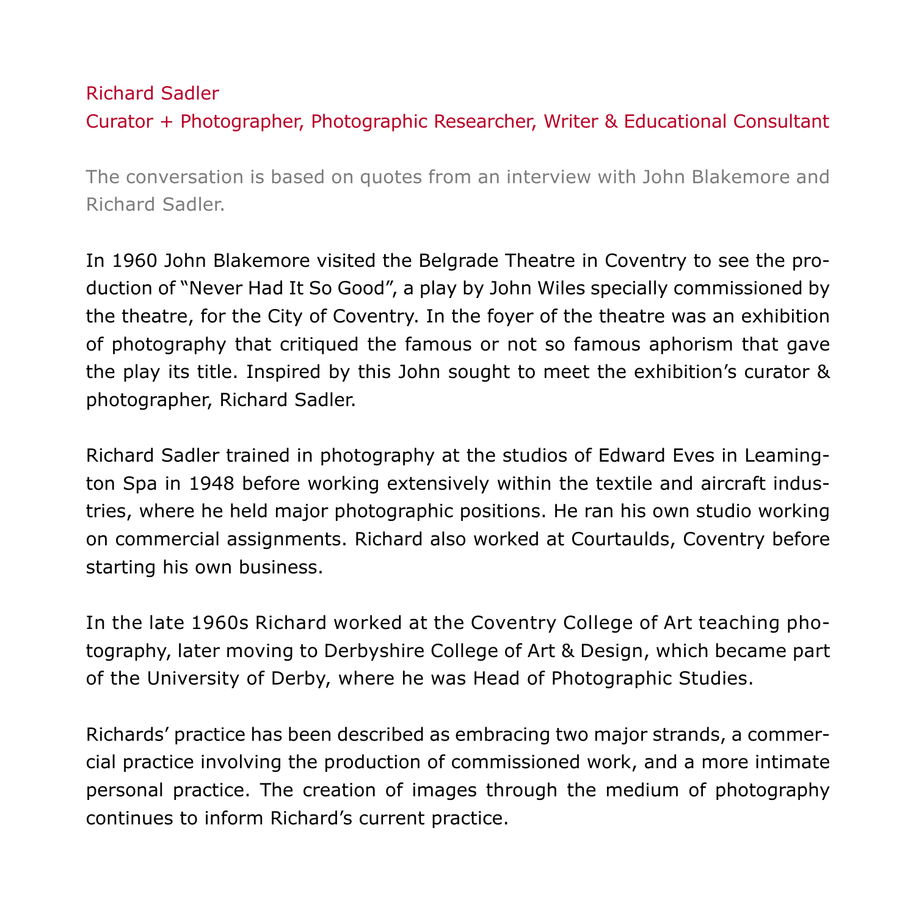## Richard Sadler

### Curator + Photographer, Photographic Researcher, Writer & Educational Consultant

The conversation is based on quotes from an interview with John Blakemore and Richard Sadler.

In 1960 John Blakemore visited the Belgrade Theatre in Coventry to see the production of "Never Had It So Good", a play by John Wiles specially commissioned by the theatre, for the City of Coventry. In the foyer of the theatre was an exhibition of photography that critiqued the famous or not so famous aphorism that gave the play its title. Inspired by this John sought to meet the exhibition's curator & photographer, Richard Sadler.

Richard Sadler trained in photography at the studios of Edward Eves in Leamington Spa in 1948 before working extensively within the textile and aircraft industries, where he held major photographic positions. He ran his own studio working on commercial assignments. Richard also worked at Courtaulds, Coventry before starting his own business.

In the late 1960s Richard worked at the Coventry College of Art teaching photography, later moving to Derbyshire College of Art & Design, which became part of the University of Derby, where he was Head of Photographic Studies.

Richards' practice has been described as embracing two major strands, a commercial practice involving the production of commissioned work, and a more intimate personal practice. The creation of images through the medium of photography continues to inform Richard's current practice.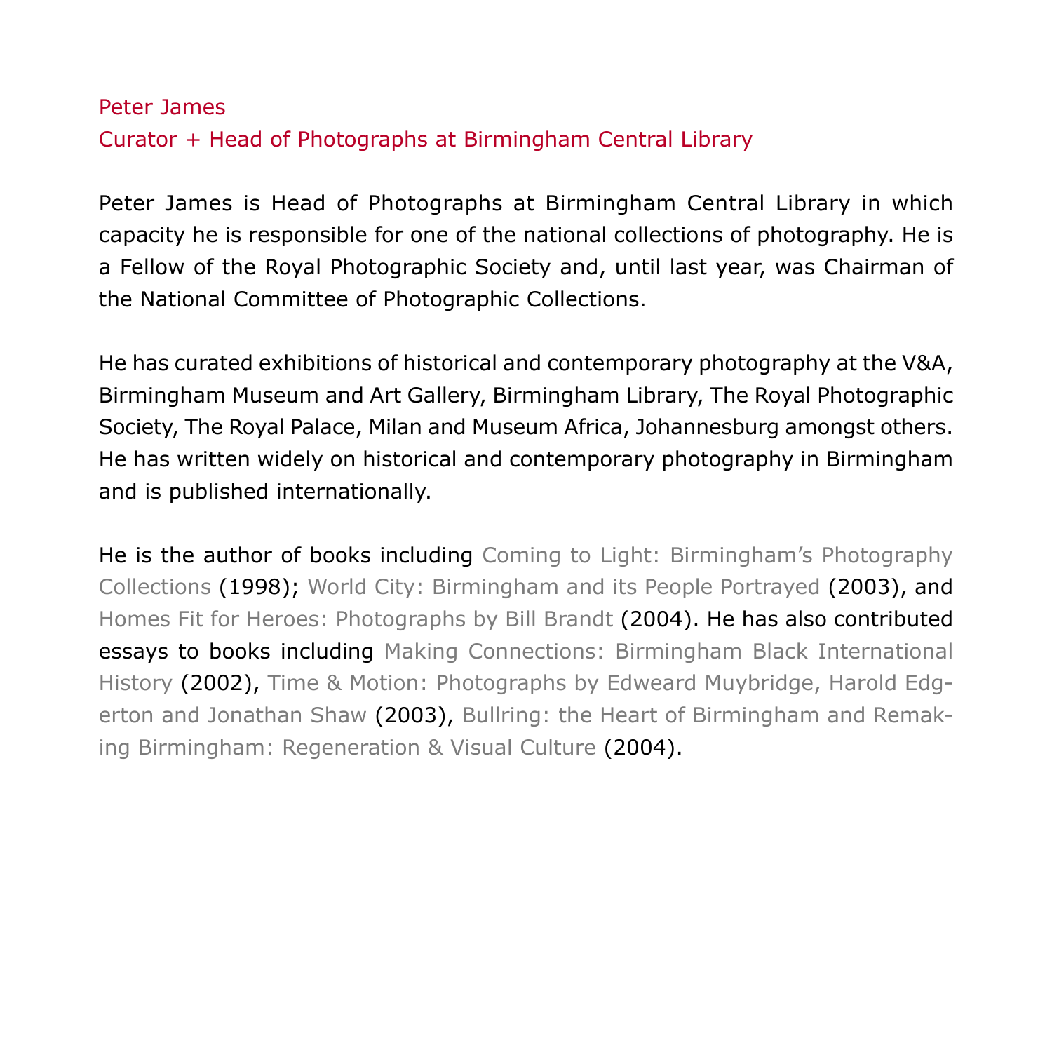## Peter James

### Curator + Head of Photographs at Birmingham Central Library

Peter James is Head of Photographs at Birmingham Central Library in which capacity he is responsible for one of the national collections of photography. He is a Fellow of the Royal Photographic Society and, until last year, was Chairman of the National Committee of Photographic Collections.

He has curated exhibitions of historical and contemporary photography at the V&A, Birmingham Museum and Art Gallery, Birmingham Library, The Royal Photographic Society, The Royal Palace, Milan and Museum Africa, Johannesburg amongst others. He has written widely on historical and contemporary photography in Birmingham and is published internationally.

He is the author of books including *Coming to Light: Birmingham's Photography Collections* (1998); *World City: Birmingham and its People Portrayed* (2003), and *Homes Fit for Heroes: Photographs by Bill Brandt* (2004). He has also contributed essays to books including *Making Connections: Birmingham Black International History* (2002), *Time & Motion: Photographs by Edweard Muybridge, Harold Edgerton and Jonathan Shaw* (2003), *Bullring: the Heart of Birmingham and Remaking Birmingham: Regeneration & Visual Culture* (2004).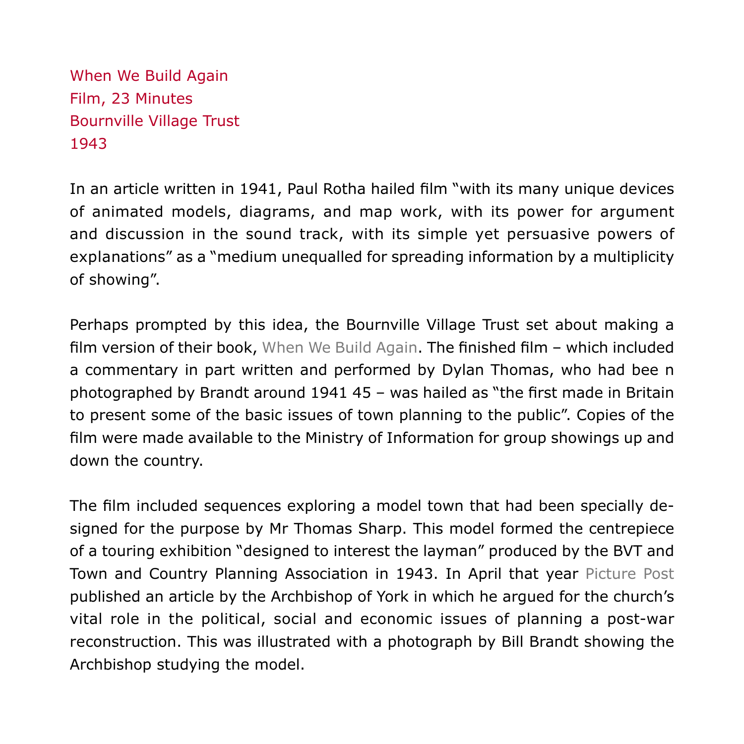When We Build Again
Film, 23 Minutes
Bournville Village Trust
1943

In an article written in 1941, Paul Rotha hailed film "with its many unique devices of animated models, diagrams, and map work, with its power for argument and discussion in the sound track, with its simple yet persuasive powers of explanations" as a "medium unequalled for spreading information by a multiplicity of showing".

Perhaps prompted by this idea, the Bournville Village Trust set about making a film version of their book, When We Build Again. The finished film – which included a commentary in part written and performed by Dylan Thomas, who had bee n photographed by Brandt around 1941 45 – was hailed as "the first made in Britain to present some of the basic issues of town planning to the public". Copies of the film were made available to the Ministry of Information for group showings up and down the country.

The film included sequences exploring a model town that had been specially designed for the purpose by Mr Thomas Sharp. This model formed the centrepiece of a touring exhibition "designed to interest the layman" produced by the BVT and Town and Country Planning Association in 1943. In April that year Picture Post published an article by the Archbishop of York in which he argued for the church's vital role in the political, social and economic issues of planning a post-war reconstruction. This was illustrated with a photograph by Bill Brandt showing the Archbishop studying the model.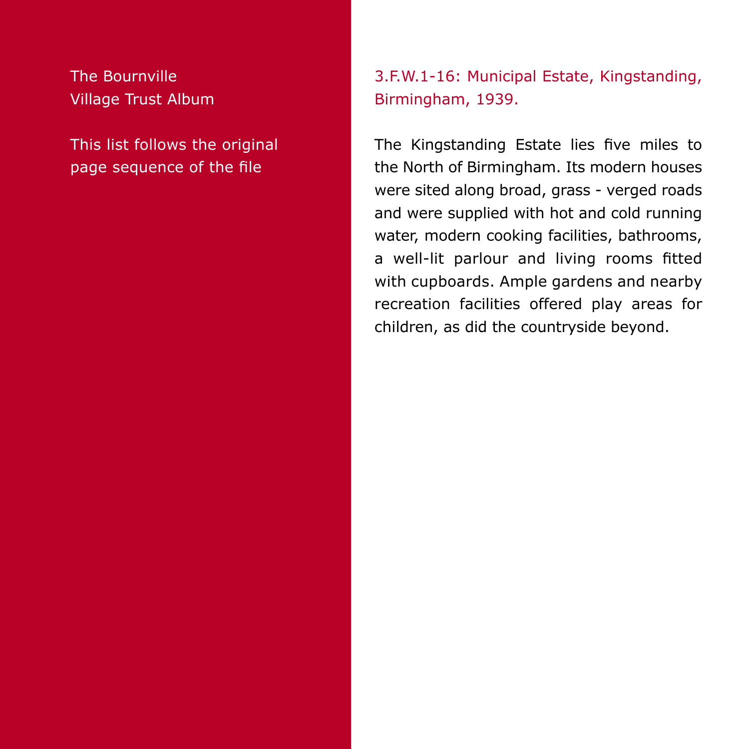The Bournville Village Trust Album

This list follows the original page sequence of the file

## 3.F.W.1-16: Municipal Estate, Kingstanding, Birmingham, 1939.

The Kingstanding Estate lies five miles to the North of Birmingham. Its modern houses were sited along broad, grass - verged roads and were supplied with hot and cold running water, modern cooking facilities, bathrooms, a well-lit parlour and living rooms fitted with cupboards. Ample gardens and nearby recreation facilities offered play areas for children, as did the countryside beyond.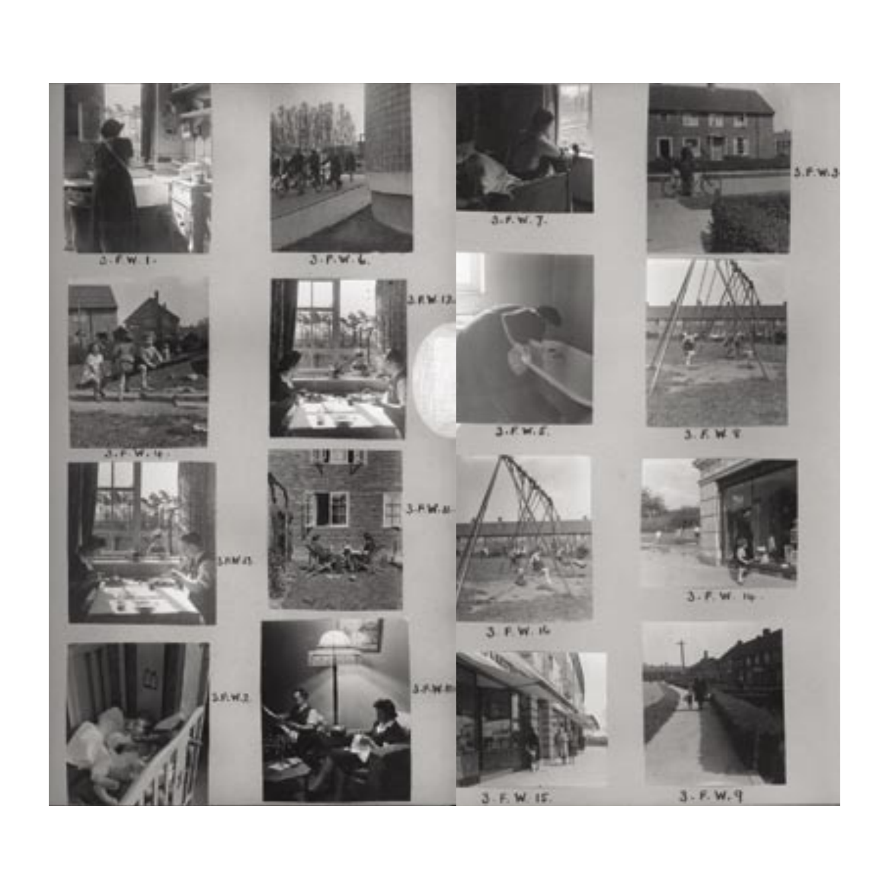3.F.W.1 3.F.W.6

3.F.W.4 3.F.W.12

3.F.W.13 3.F.W.11

3.F.W.2 3.F.W.10

3.F.W.7 3.F.W.3

3.F.W.5 3.F.W.8

3.F.W.16 3.F.W.14

3.F.W.15 3.F.W.9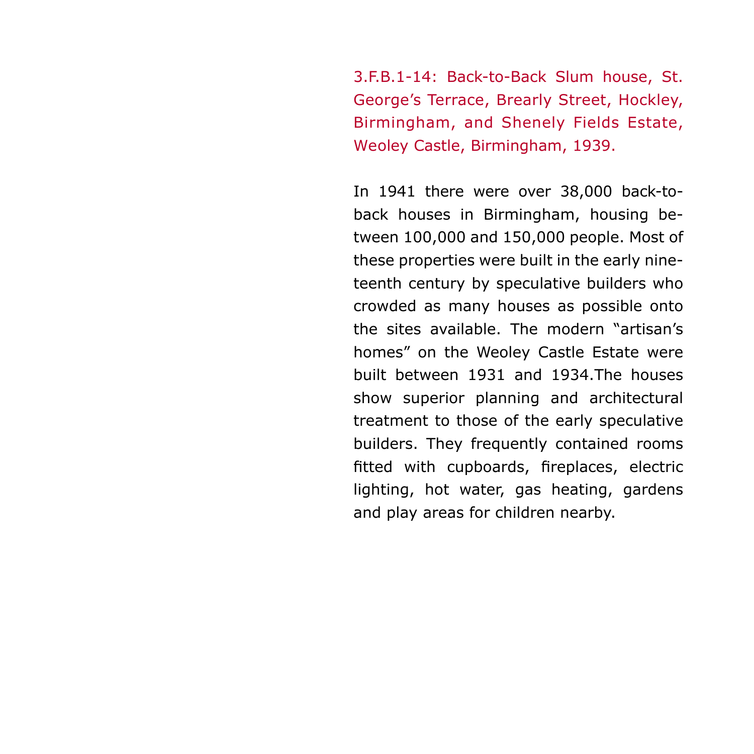3.F.B.1-14: Back-to-Back Slum house, St. George's Terrace, Brearly Street, Hockley, Birmingham, and Shenely Fields Estate, Weoley Castle, Birmingham, 1939.

In 1941 there were over 38,000 back-to-back houses in Birmingham, housing between 100,000 and 150,000 people. Most of these properties were built in the early nineteenth century by speculative builders who crowded as many houses as possible onto the sites available. The modern "artisan's homes" on the Weoley Castle Estate were built between 1931 and 1934.The houses show superior planning and architectural treatment to those of the early speculative builders. They frequently contained rooms fitted with cupboards, fireplaces, electric lighting, hot water, gas heating, gardens and play areas for children nearby.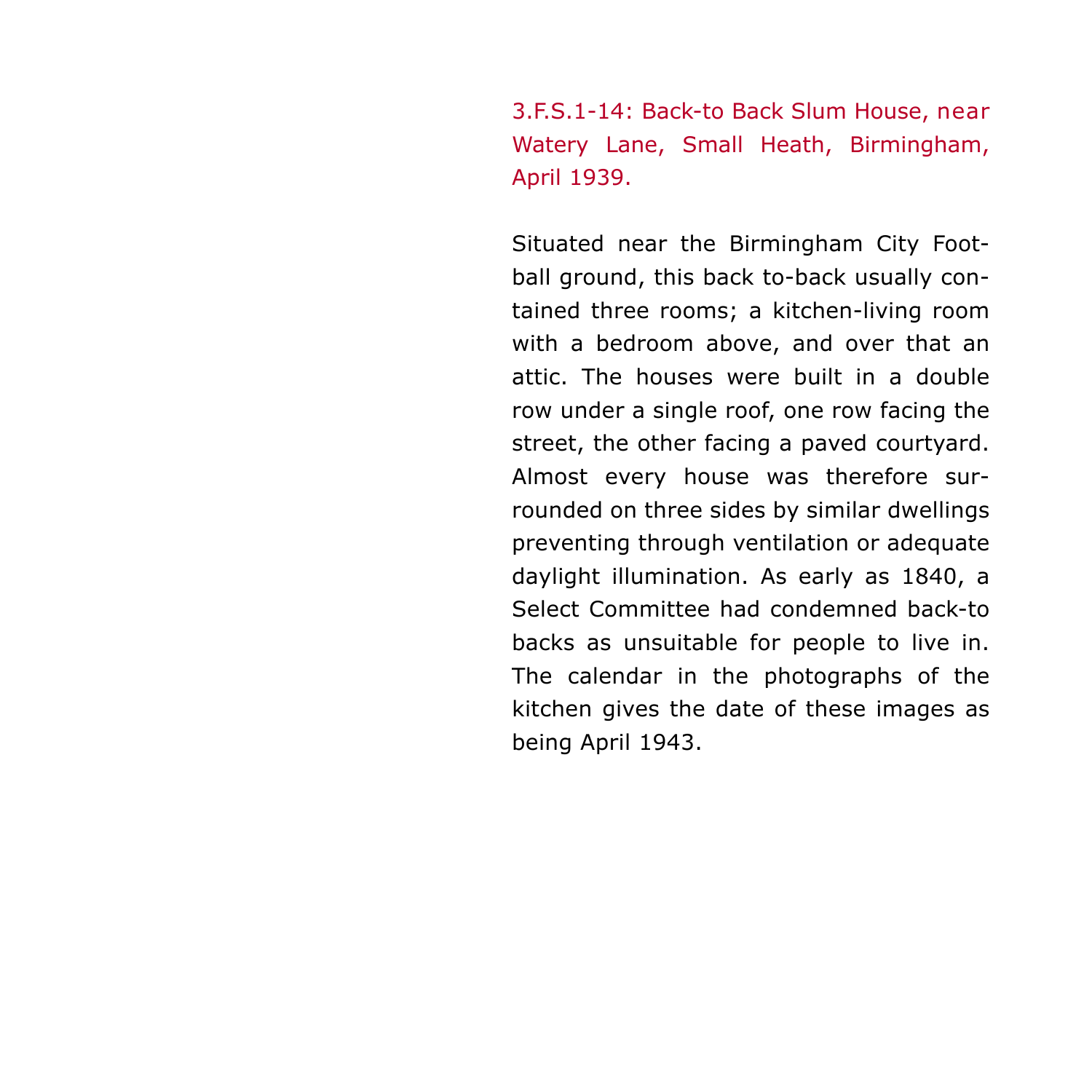3.F.S.1-14: Back-to Back Slum House, near Watery Lane, Small Heath, Birmingham, April 1939.

Situated near the Birmingham City Football ground, this back to-back usually contained three rooms; a kitchen-living room with a bedroom above, and over that an attic. The houses were built in a double row under a single roof, one row facing the street, the other facing a paved courtyard. Almost every house was therefore surrounded on three sides by similar dwellings preventing through ventilation or adequate daylight illumination. As early as 1840, a Select Committee had condemned back-to backs as unsuitable for people to live in. The calendar in the photographs of the kitchen gives the date of these images as being April 1943.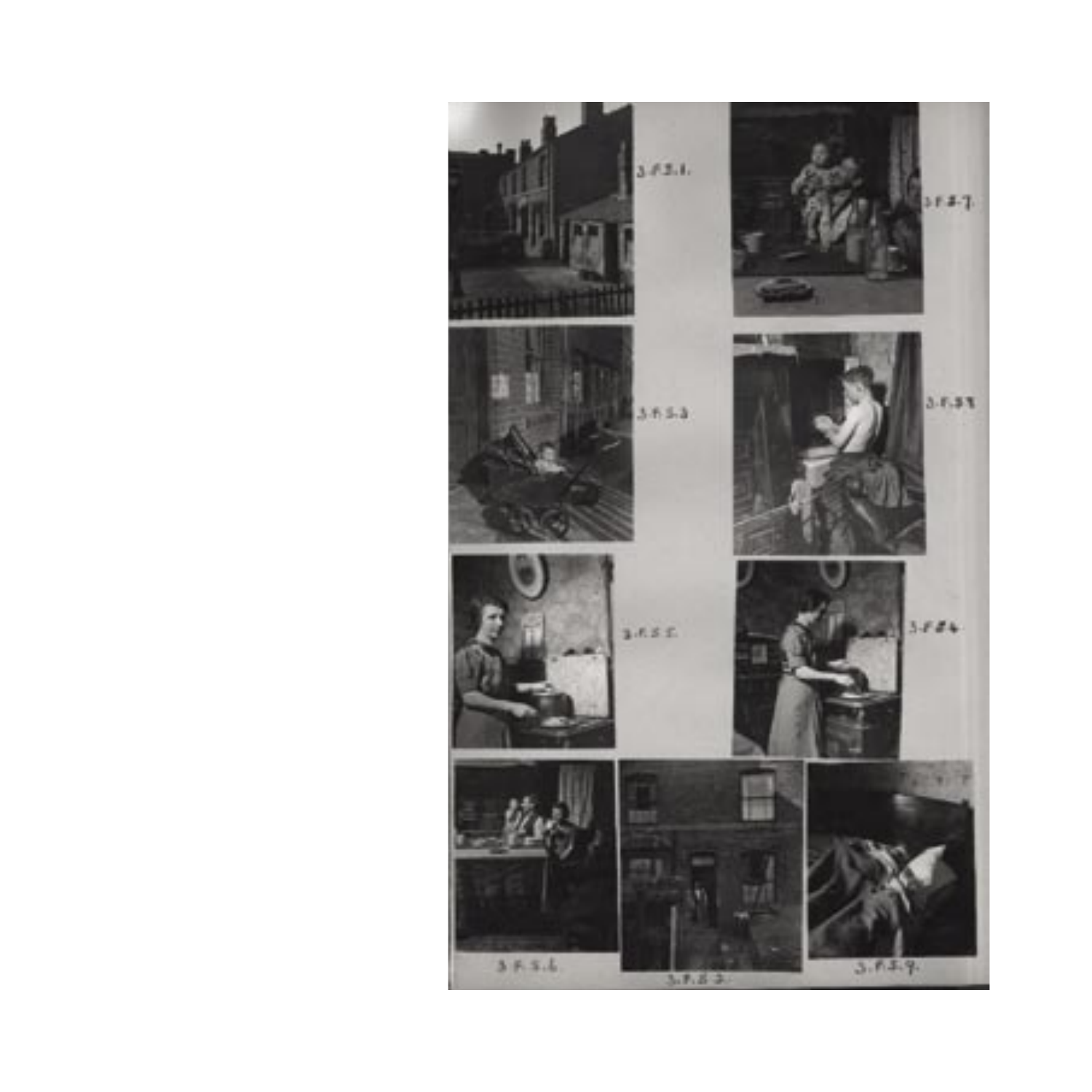3.F.S.1.

3.F.S.7.

3.F.S.3.

3.F.S.8.

3.F.S.5.

3.F.S.4.

3.F.S.6.

3.F.S.2.

3.F.S.9.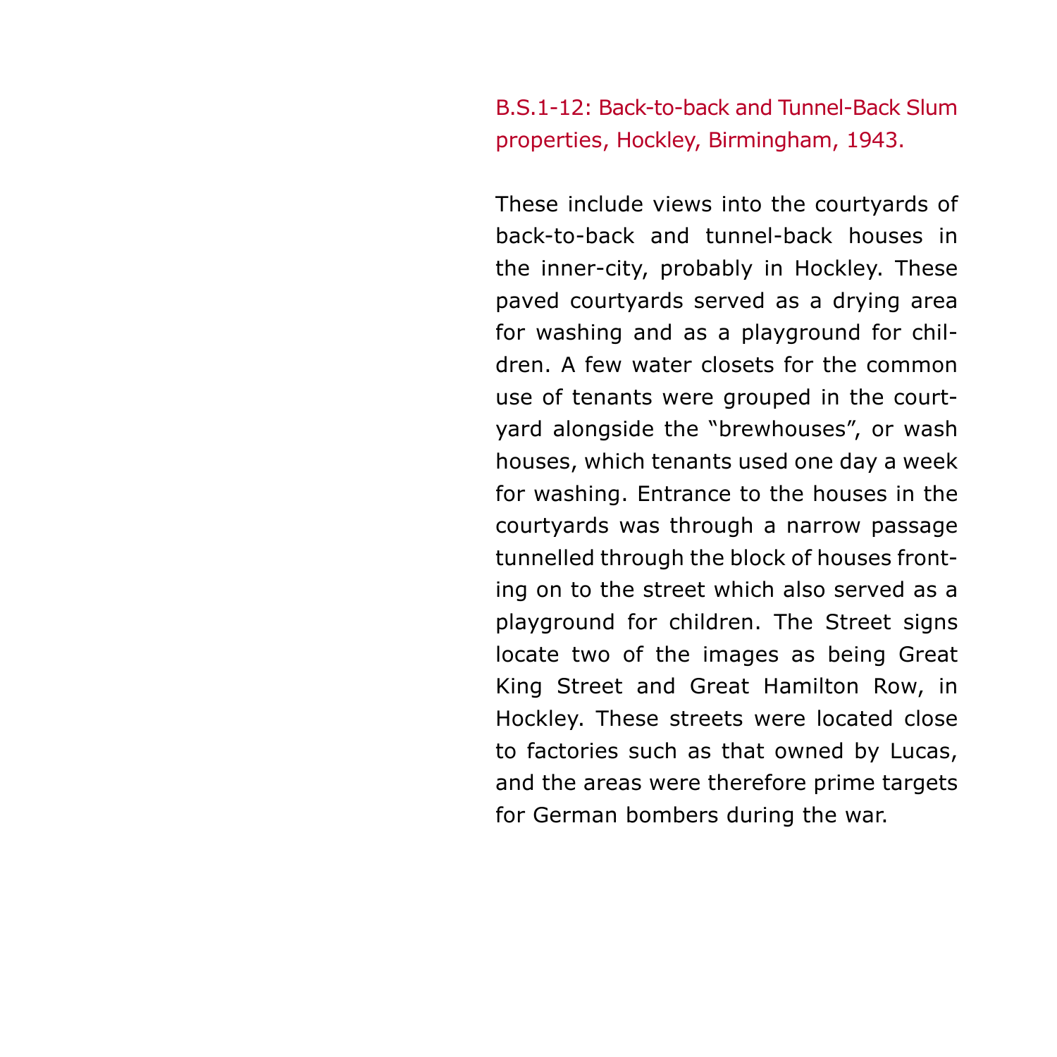## B.S.1-12: Back-to-back and Tunnel-Back Slum properties, Hockley, Birmingham, 1943.

These include views into the courtyards of back-to-back and tunnel-back houses in the inner-city, probably in Hockley. These paved courtyards served as a drying area for washing and as a playground for children. A few water closets for the common use of tenants were grouped in the courtyard alongside the “brewhouses”, or wash houses, which tenants used one day a week for washing. Entrance to the houses in the courtyards was through a narrow passage tunnelled through the block of houses fronting on to the street which also served as a playground for children. The Street signs locate two of the images as being Great King Street and Great Hamilton Row, in Hockley. These streets were located close to factories such as that owned by Lucas, and the areas were therefore prime targets for German bombers during the war.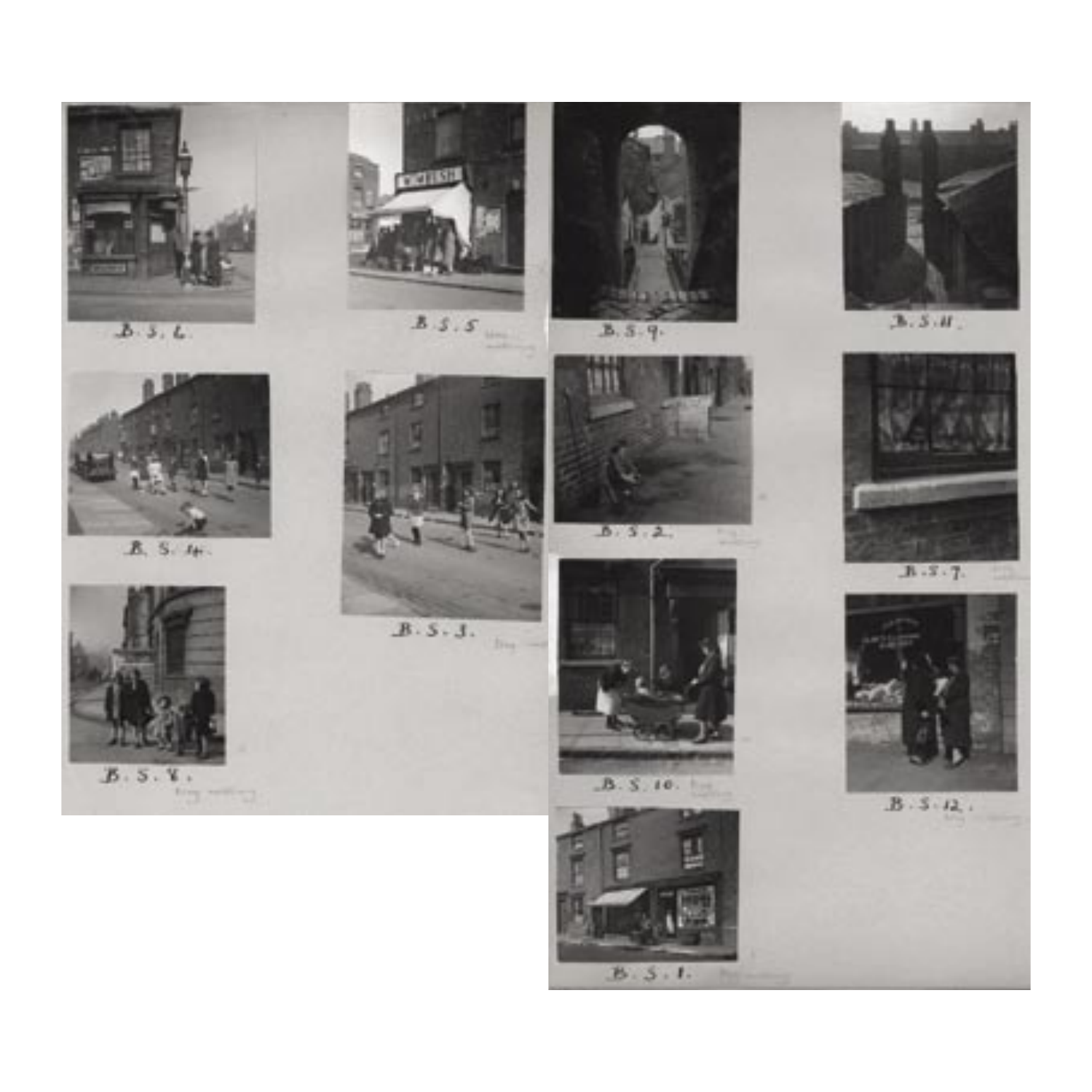B.S.6.

B.S.5

B.S.9.

B.S.11.

B.S.14.

B.S.3.

B.S.2.

B.S.7.

B.S.8.

B.S.10.

B.S.12.

B.S.1.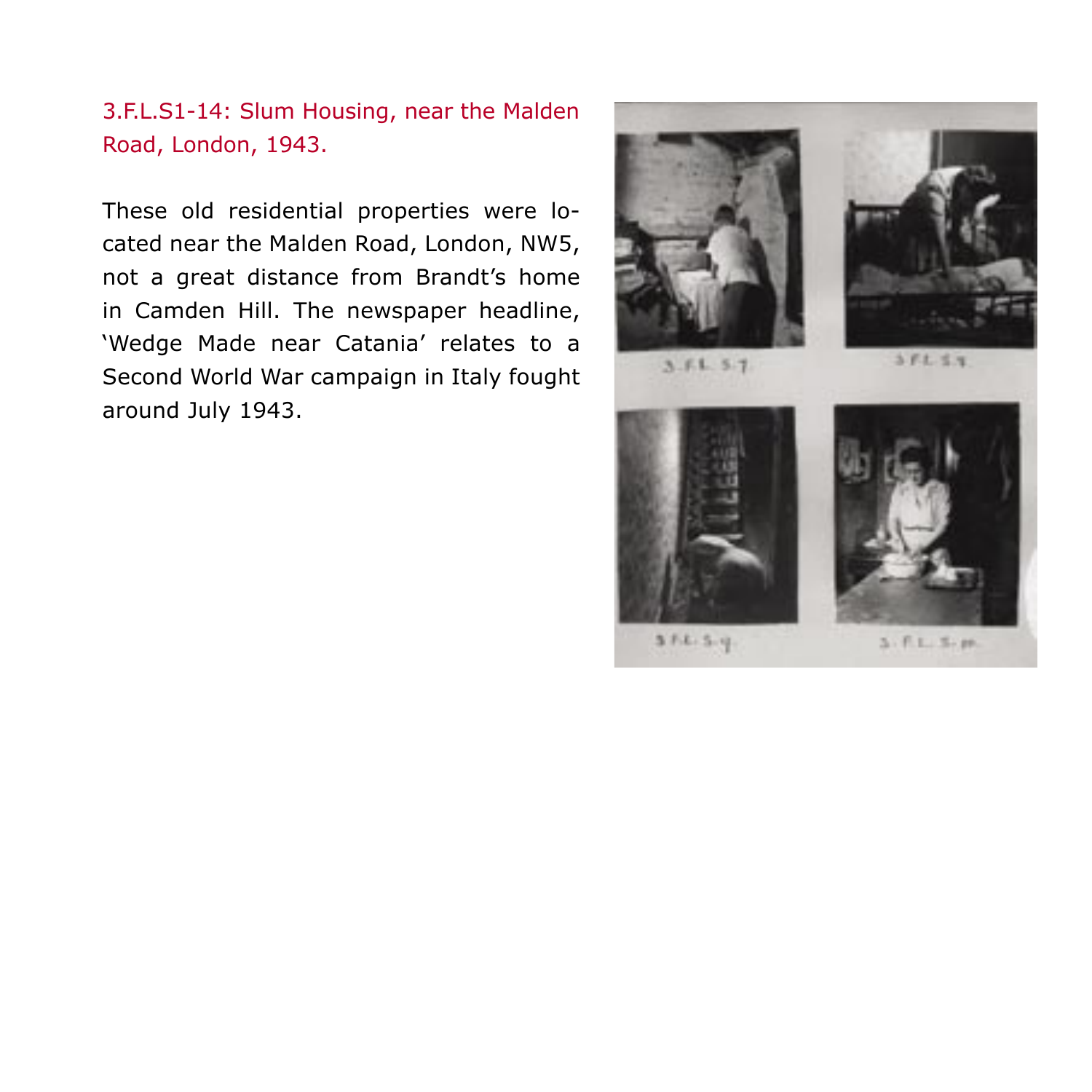### 3.F.L.S1-14: Slum Housing, near the Malden Road, London, 1943.

These old residential properties were located near the Malden Road, London, NW5, not a great distance from Brandt's home in Camden Hill. The newspaper headline, 'Wedge Made near Catania' relates to a Second World War campaign in Italy fought around July 1943.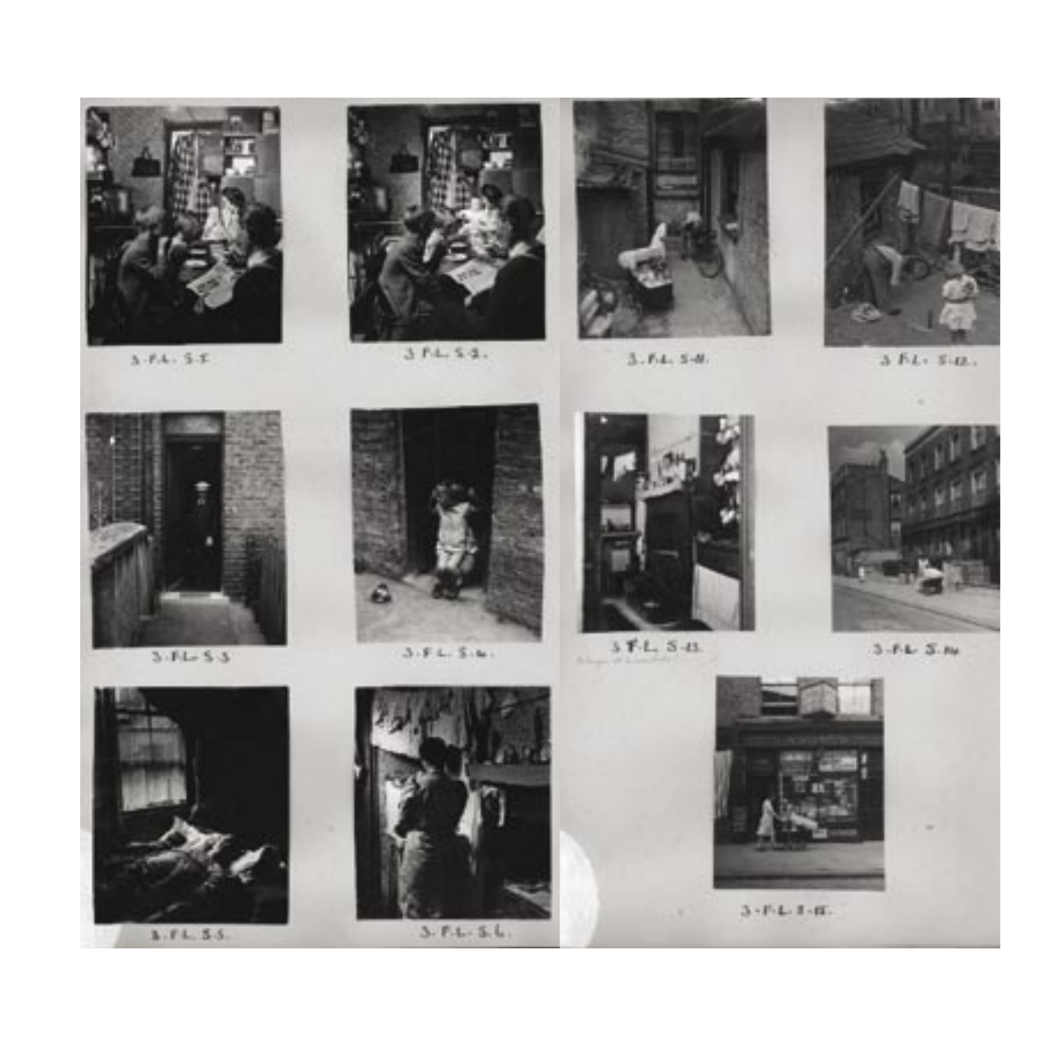3.F.L. S.1

3.F.L. S.2.

3.F.L. S.3

3.F.L. S.4.

3.F.L. S.5.

3.F.L. S.6.

3.F.L. S.11.

3.F.L. S.12.

3.F.L. S.13.

3.F.L. S.14

3.F.L. S.15.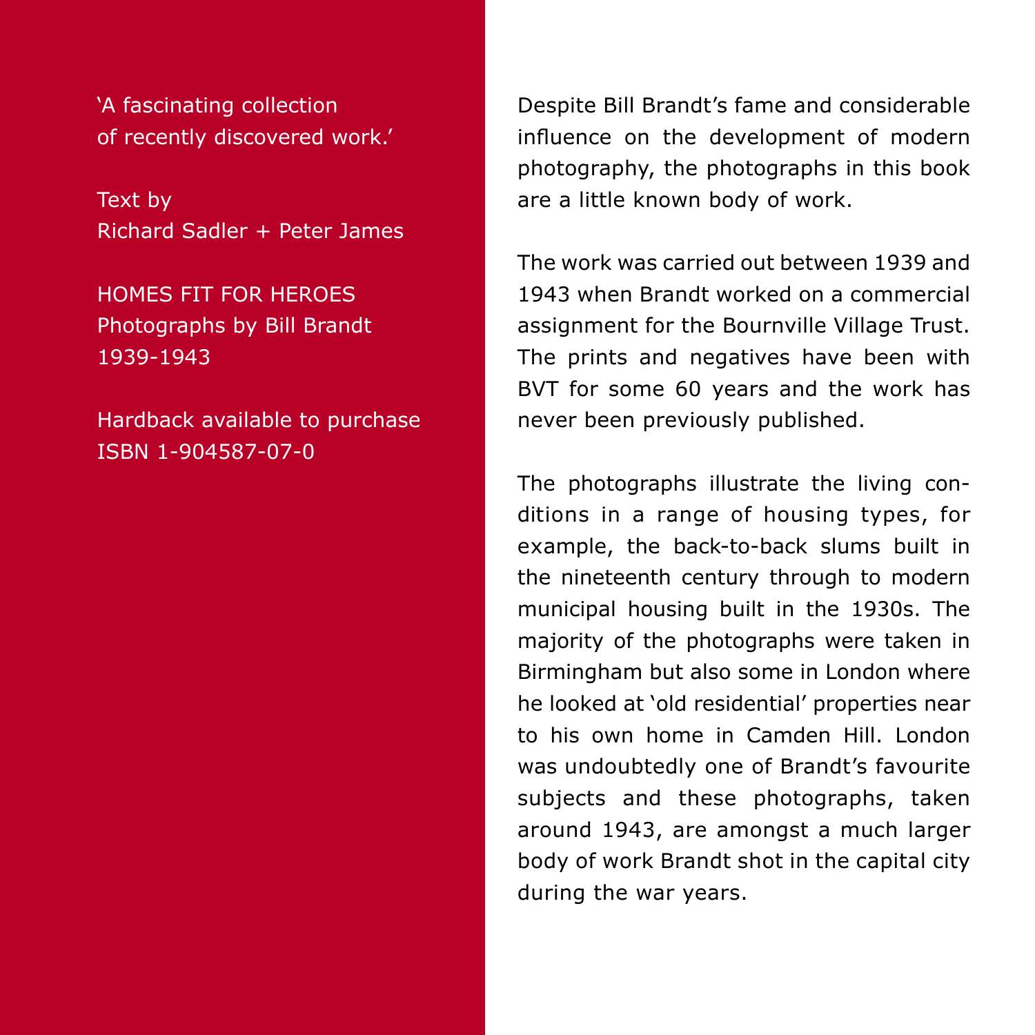'A fascinating collection of recently discovered work.'

Text by
Richard Sadler + Peter James

HOMES FIT FOR HEROES
Photographs by Bill Brandt
1939-1943

Hardback available to purchase
ISBN 1-904587-07-0

Despite Bill Brandt's fame and considerable influence on the development of modern photography, the photographs in this book are a little known body of work.

The work was carried out between 1939 and 1943 when Brandt worked on a commercial assignment for the Bournville Village Trust. The prints and negatives have been with BVT for some 60 years and the work has never been previously published.

The photographs illustrate the living conditions in a range of housing types, for example, the back-to-back slums built in the nineteenth century through to modern municipal housing built in the 1930s. The majority of the photographs were taken in Birmingham but also some in London where he looked at 'old residential' properties near to his own home in Camden Hill. London was undoubtedly one of Brandt's favourite subjects and these photographs, taken around 1943, are amongst a much larger body of work Brandt shot in the capital city during the war years.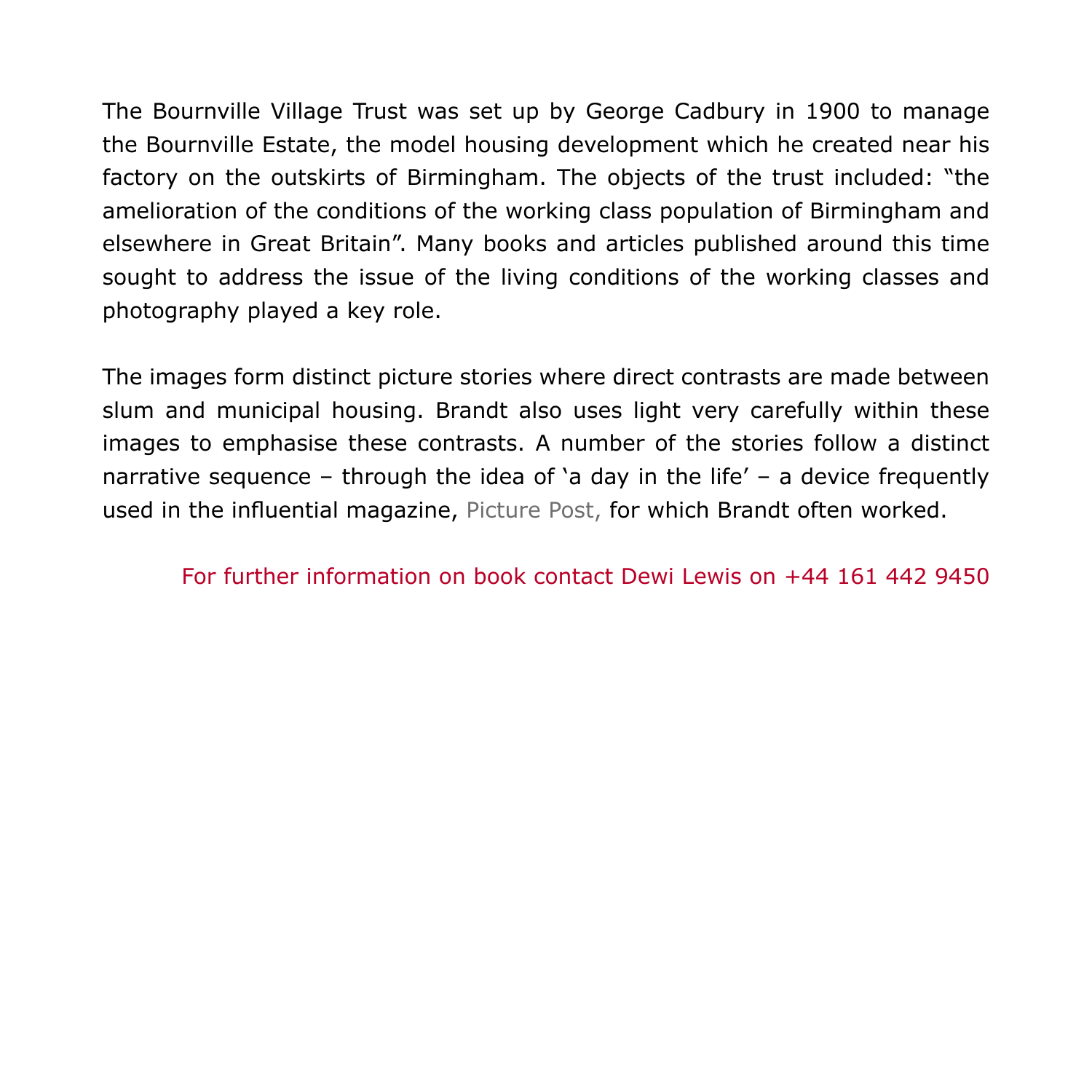The Bournville Village Trust was set up by George Cadbury in 1900 to manage the Bournville Estate, the model housing development which he created near his factory on the outskirts of Birmingham. The objects of the trust included: "the amelioration of the conditions of the working class population of Birmingham and elsewhere in Great Britain". Many books and articles published around this time sought to address the issue of the living conditions of the working classes and photography played a key role.

The images form distinct picture stories where direct contrasts are made between slum and municipal housing. Brandt also uses light very carefully within these images to emphasise these contrasts. A number of the stories follow a distinct narrative sequence – through the idea of 'a day in the life' – a device frequently used in the influential magazine, Picture Post, for which Brandt often worked.

For further information on book contact Dewi Lewis on +44 161 442 9450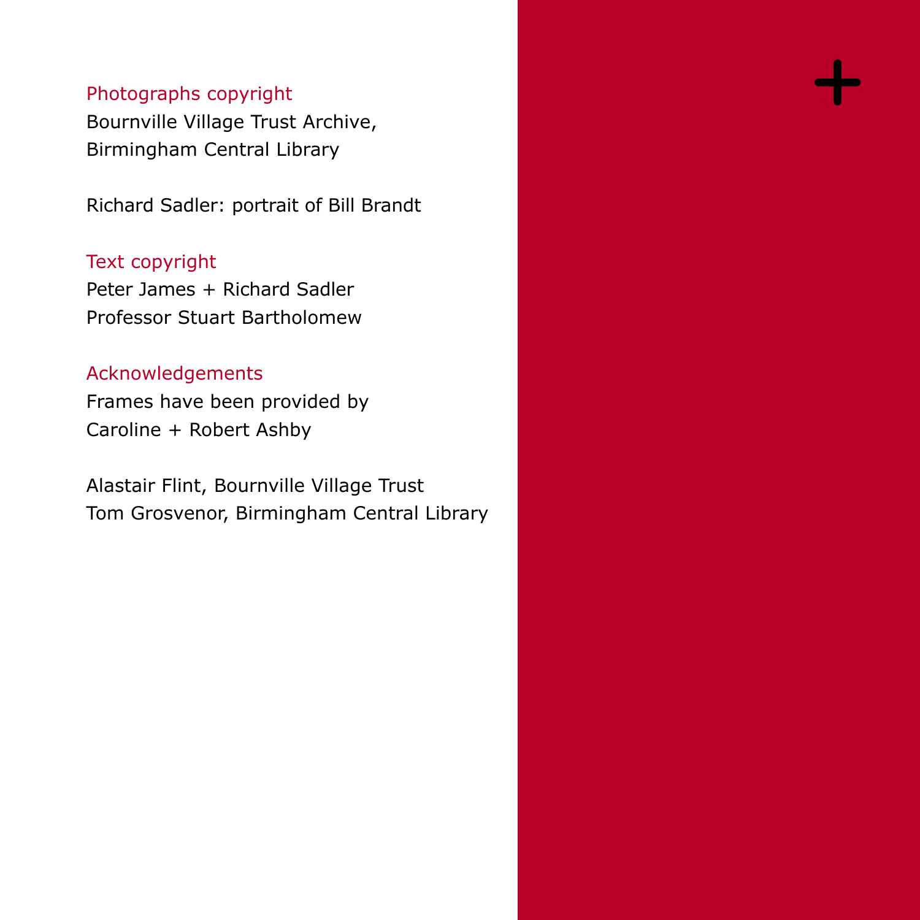### Photographs copyright

Bournville Village Trust Archive,
Birmingham Central Library

Richard Sadler: portrait of Bill Brandt

### Text copyright

Peter James + Richard Sadler
Professor Stuart Bartholomew

### Acknowledgements

Frames have been provided by
Caroline + Robert Ashby

Alastair Flint, Bournville Village Trust
Tom Grosvenor, Birmingham Central Library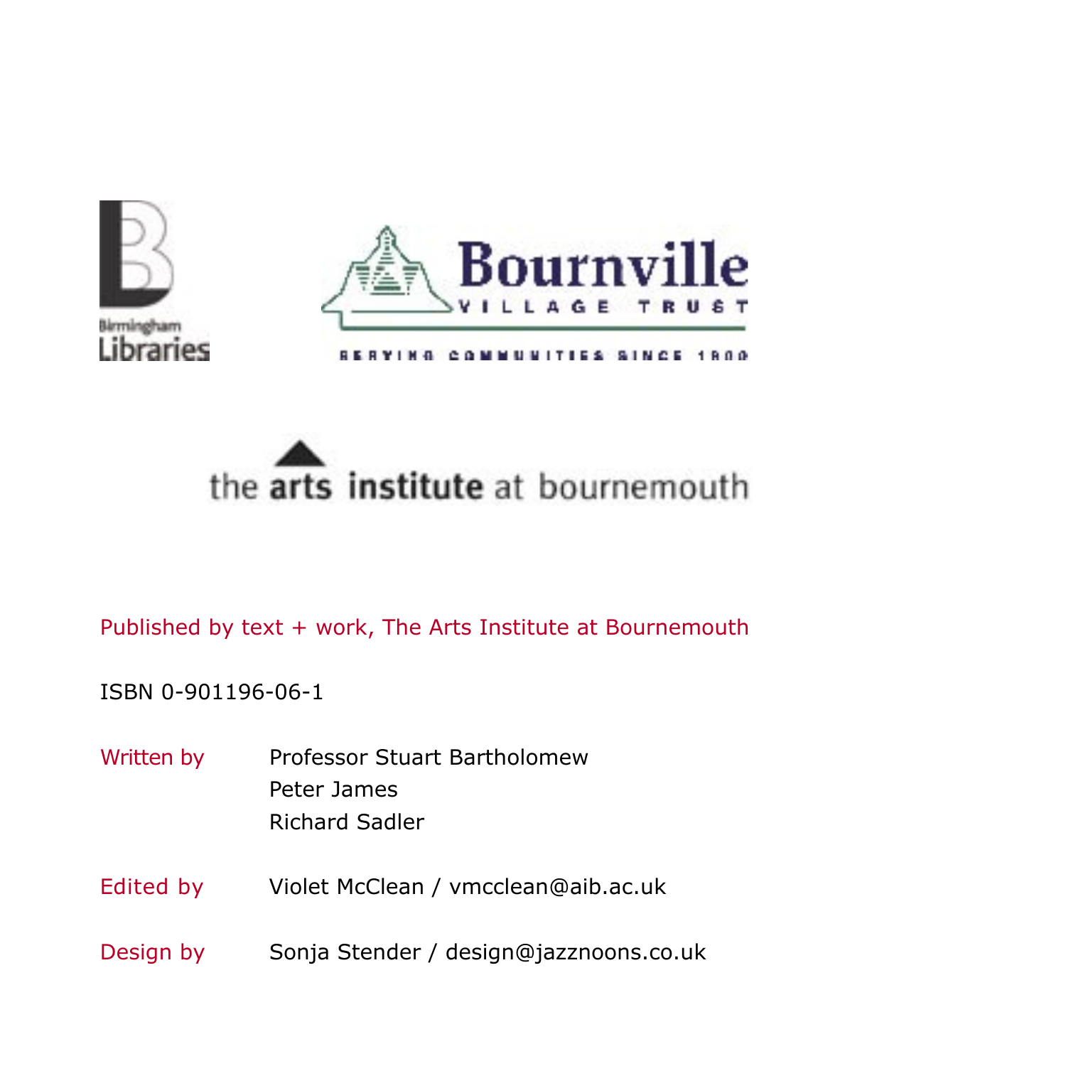Published by text + work, The Arts Institute at Bournemouth

ISBN 0-901196-06-1

Written by Professor Stuart Bartholomew  
Peter James  
Richard Sadler

Edited by Violet McClean / vmcclean@aib.ac.uk

Design by Sonja Stender / design@jazznoons.co.uk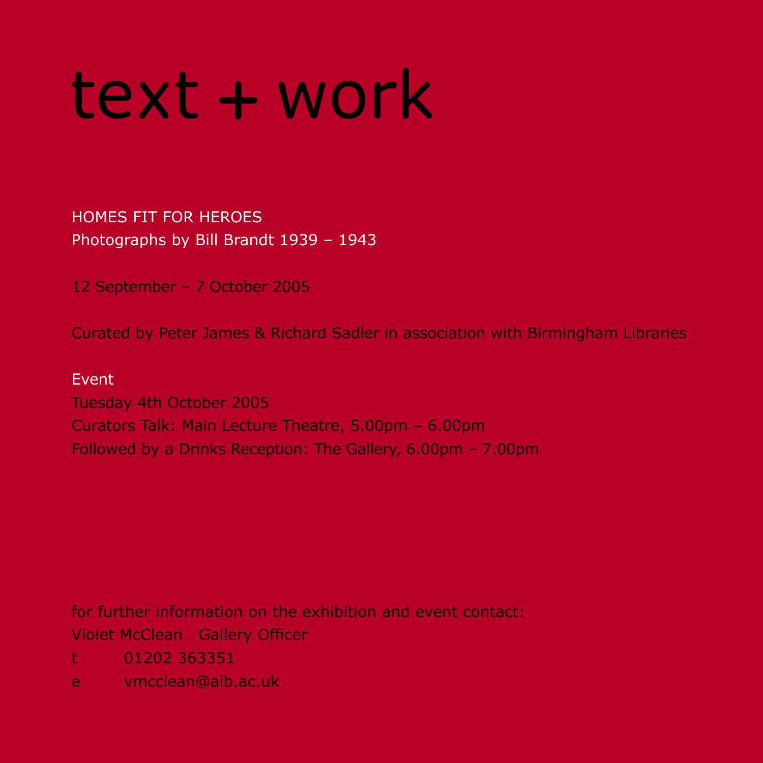# text + work

HOMES FIT FOR HEROES
Photographs by Bill Brandt 1939 – 1943

12 September – 7 October 2005

Curated by Peter James & Richard Sadler in association with Birmingham Libraries

Event
Tuesday 4th October 2005
Curators Talk: Main Lecture Theatre, 5.00pm – 6.00pm
Followed by a Drinks Reception: The Gallery, 6.00pm – 7.00pm

for further information on the exhibition and event contact:
Violet McClean Gallery Officer
t 01202 363351
e vmcclean@aib.ac.uk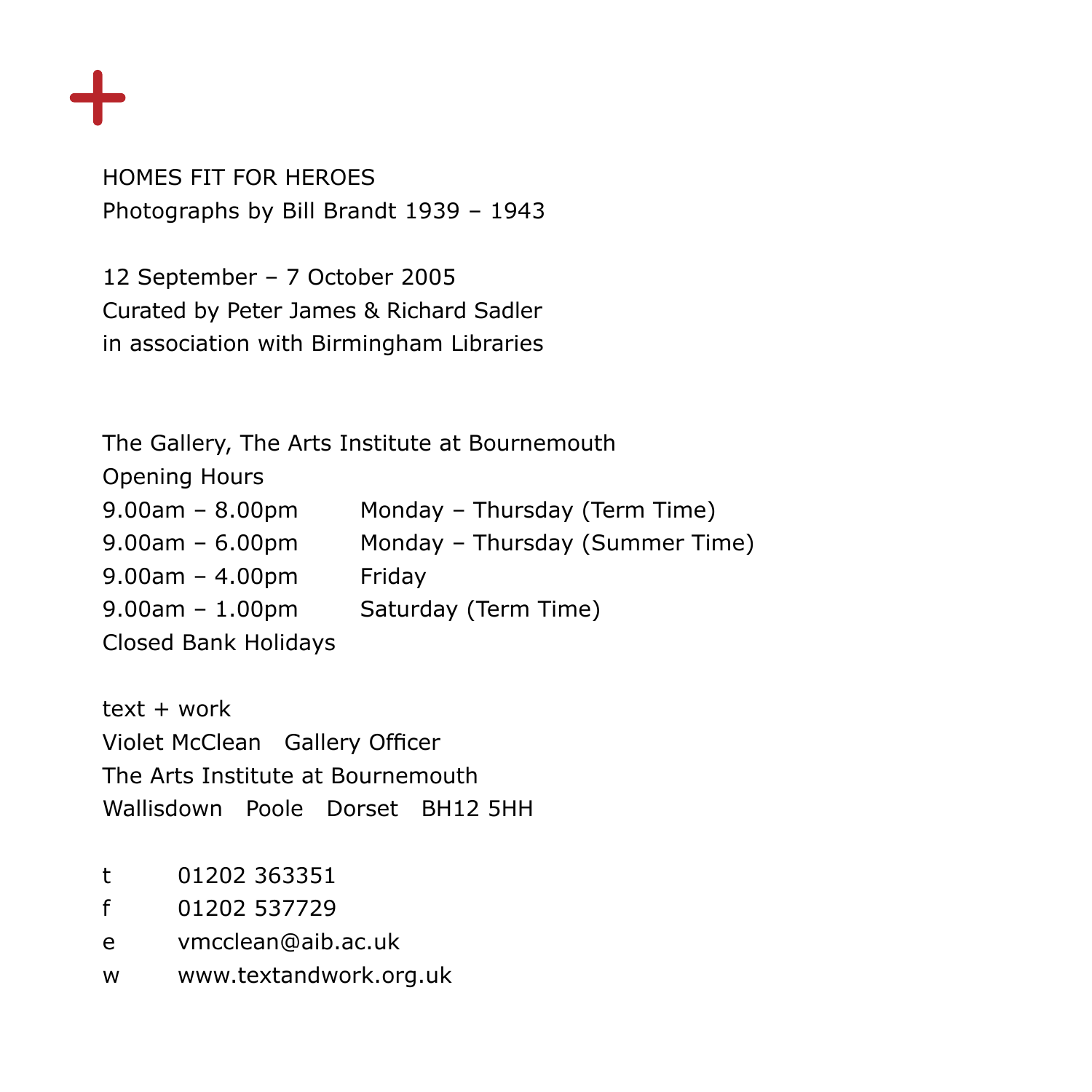HOMES FIT FOR HEROES
Photographs by Bill Brandt 1939 – 1943

12 September – 7 October 2005
Curated by Peter James & Richard Sadler
in association with Birmingham Libraries

The Gallery, The Arts Institute at Bournemouth
Opening Hours

| | |
|---|---|
| 9.00am – 8.00pm | Monday – Thursday (Term Time) |
| 9.00am – 6.00pm | Monday – Thursday (Summer Time) |
| 9.00am – 4.00pm | Friday |
| 9.00am – 1.00pm | Saturday (Term Time) |

Closed Bank Holidays

text + work
Violet McClean Gallery Officer
The Arts Institute at Bournemouth
Wallisdown Poole Dorset BH12 5HH

| | |
|---|---|
| t | 01202 363351 |
| f | 01202 537729 |
| e | vmcclean@aib.ac.uk |
| w | www.textandwork.org.uk |